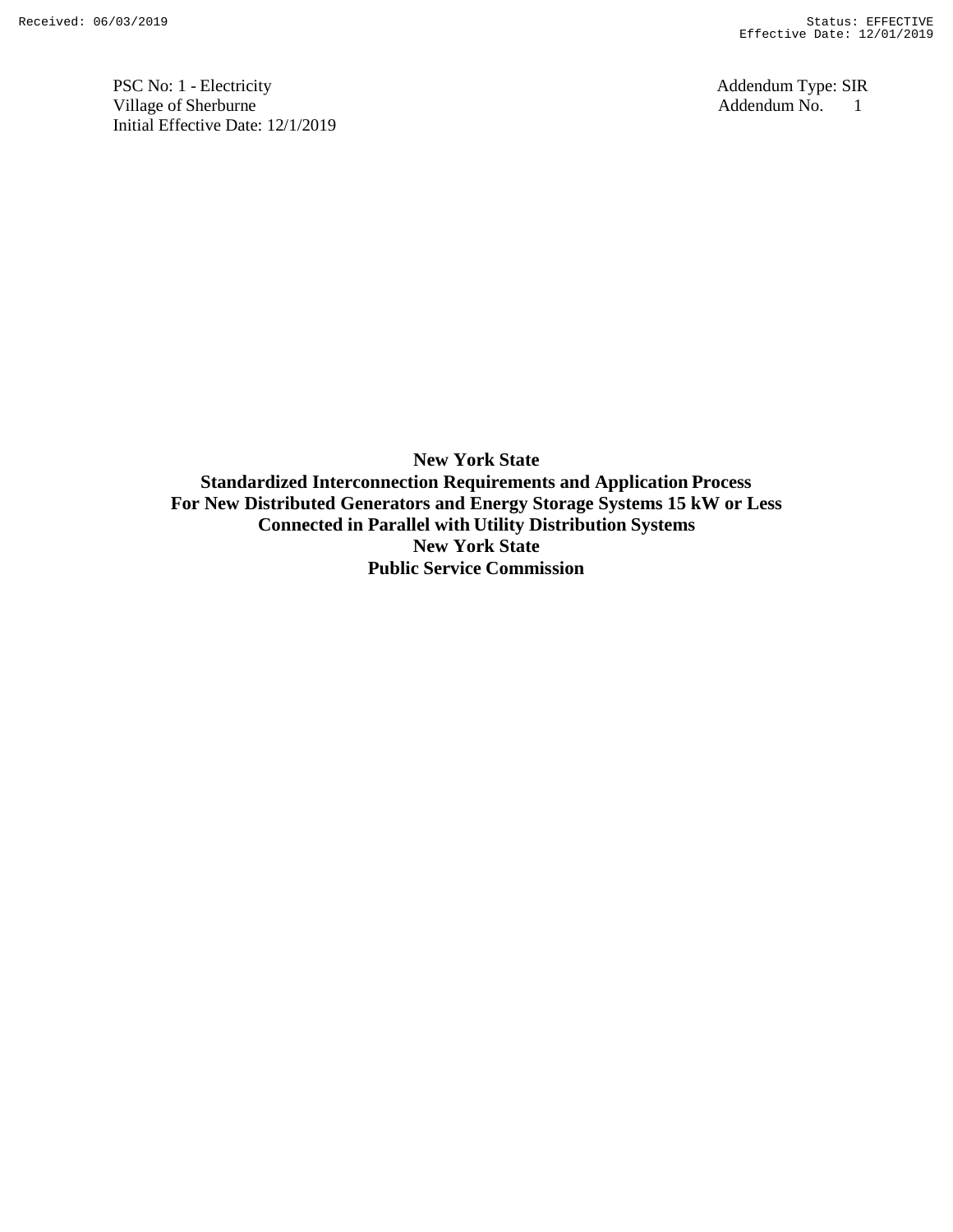PSC No: 1 - Electricity
Village of Sherburne
Initial Effective Date: 12/1/2019

Addendum Type: SIR
Addendum No. 1

# New York State
# Standardized Interconnection Requirements and Application Process
# For New Distributed Generators and Energy Storage Systems 15 kW or Less
# Connected in Parallel with Utility Distribution Systems
# New York State
# Public Service Commission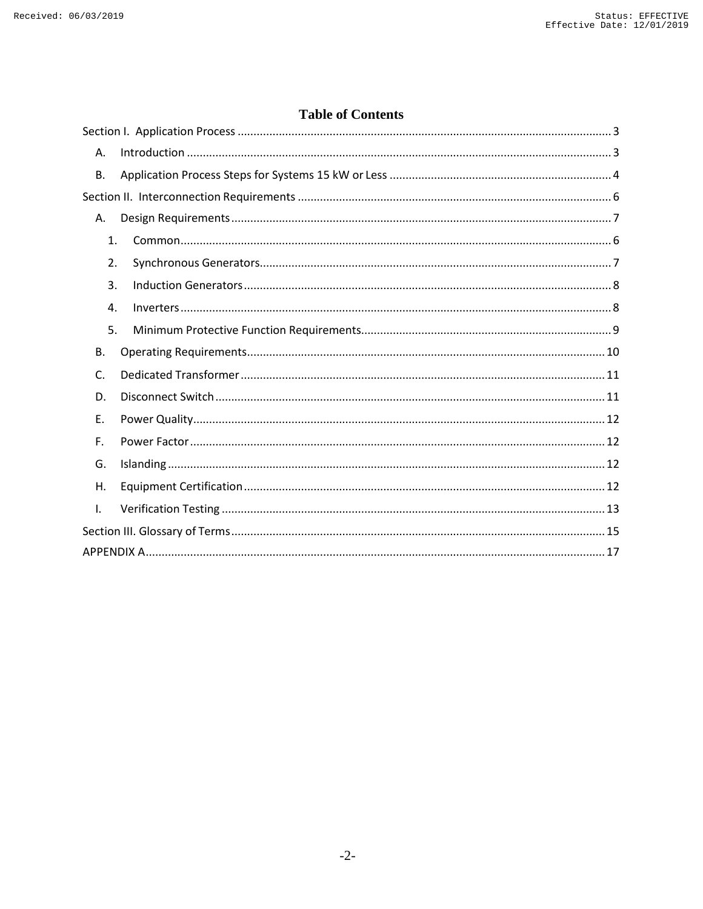# Table of Contents

Section I. Application Process ........................................................................ 3

- A. Introduction ........................................................................ 3
- B. Application Process Steps for Systems 15 kW or Less ........................................................................ 4

Section II. Interconnection Requirements ........................................................................ 6

- A. Design Requirements ........................................................................ 7
  1. Common ........................................................................ 6
  2. Synchronous Generators ........................................................................ 7
  3. Induction Generators ........................................................................ 8
  4. Inverters ........................................................................ 8
  5. Minimum Protective Function Requirements ........................................................................ 9
- B. Operating Requirements ........................................................................ 10
- C. Dedicated Transformer ........................................................................ 11
- D. Disconnect Switch ........................................................................ 11
- E. Power Quality ........................................................................ 12
- F. Power Factor ........................................................................ 12
- G. Islanding ........................................................................ 12
- H. Equipment Certification ........................................................................ 12
- I. Verification Testing ........................................................................ 13

Section III. Glossary of Terms ........................................................................ 15

APPENDIX A ........................................................................ 17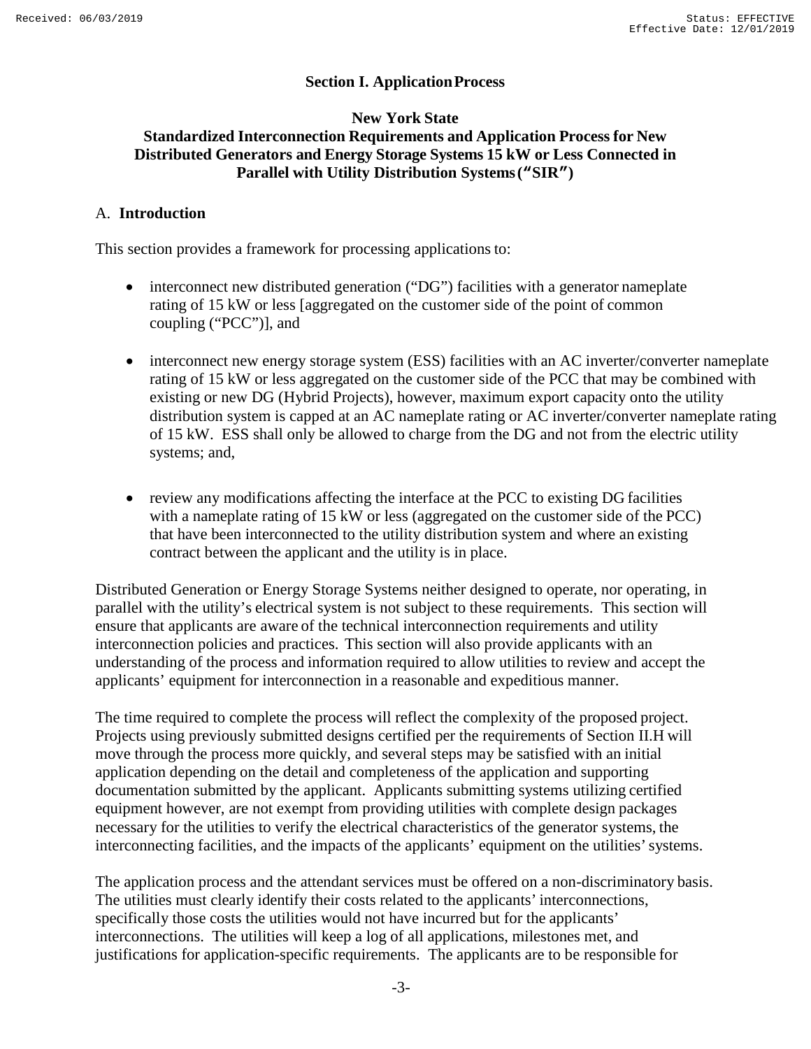## Section I. Application Process

### New York State
### Standardized Interconnection Requirements and Application Process for New Distributed Generators and Energy Storage Systems 15 kW or Less Connected in Parallel with Utility Distribution Systems ("SIR")

A. **Introduction**

This section provides a framework for processing applications to:

- interconnect new distributed generation ("DG") facilities with a generator nameplate rating of 15 kW or less [aggregated on the customer side of the point of common coupling ("PCC")], and

- interconnect new energy storage system (ESS) facilities with an AC inverter/converter nameplate rating of 15 kW or less aggregated on the customer side of the PCC that may be combined with existing or new DG (Hybrid Projects), however, maximum export capacity onto the utility distribution system is capped at an AC nameplate rating or AC inverter/converter nameplate rating of 15 kW. ESS shall only be allowed to charge from the DG and not from the electric utility systems; and,

- review any modifications affecting the interface at the PCC to existing DG facilities with a nameplate rating of 15 kW or less (aggregated on the customer side of the PCC) that have been interconnected to the utility distribution system and where an existing contract between the applicant and the utility is in place.

Distributed Generation or Energy Storage Systems neither designed to operate, nor operating, in parallel with the utility's electrical system is not subject to these requirements. This section will ensure that applicants are aware of the technical interconnection requirements and utility interconnection policies and practices. This section will also provide applicants with an understanding of the process and information required to allow utilities to review and accept the applicants' equipment for interconnection in a reasonable and expeditious manner.

The time required to complete the process will reflect the complexity of the proposed project. Projects using previously submitted designs certified per the requirements of Section II.H will move through the process more quickly, and several steps may be satisfied with an initial application depending on the detail and completeness of the application and supporting documentation submitted by the applicant. Applicants submitting systems utilizing certified equipment however, are not exempt from providing utilities with complete design packages necessary for the utilities to verify the electrical characteristics of the generator systems, the interconnecting facilities, and the impacts of the applicants' equipment on the utilities' systems.

The application process and the attendant services must be offered on a non-discriminatory basis. The utilities must clearly identify their costs related to the applicants' interconnections, specifically those costs the utilities would not have incurred but for the applicants' interconnections. The utilities will keep a log of all applications, milestones met, and justifications for application-specific requirements. The applicants are to be responsible for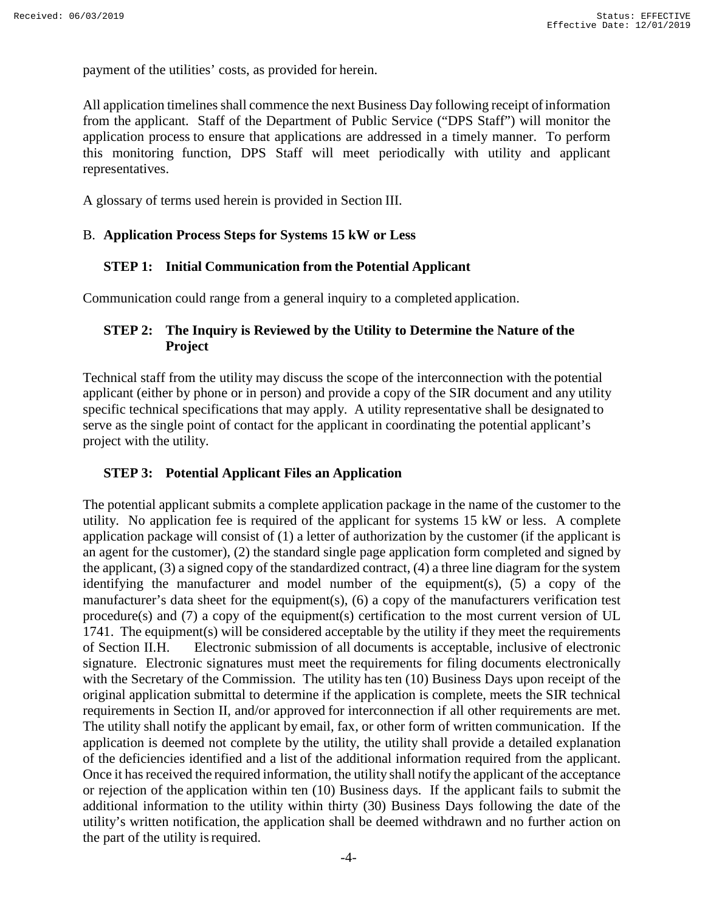payment of the utilities' costs, as provided for herein.

All application timelines shall commence the next Business Day following receipt of information from the applicant. Staff of the Department of Public Service ("DPS Staff") will monitor the application process to ensure that applications are addressed in a timely manner. To perform this monitoring function, DPS Staff will meet periodically with utility and applicant representatives.

A glossary of terms used herein is provided in Section III.

## B. **Application Process Steps for Systems 15 kW or Less**

### STEP 1: Initial Communication from the Potential Applicant

Communication could range from a general inquiry to a completed application.

### STEP 2: The Inquiry is Reviewed by the Utility to Determine the Nature of the Project

Technical staff from the utility may discuss the scope of the interconnection with the potential applicant (either by phone or in person) and provide a copy of the SIR document and any utility specific technical specifications that may apply. A utility representative shall be designated to serve as the single point of contact for the applicant in coordinating the potential applicant's project with the utility.

### STEP 3: Potential Applicant Files an Application

The potential applicant submits a complete application package in the name of the customer to the utility. No application fee is required of the applicant for systems 15 kW or less. A complete application package will consist of (1) a letter of authorization by the customer (if the applicant is an agent for the customer), (2) the standard single page application form completed and signed by the applicant, (3) a signed copy of the standardized contract, (4) a three line diagram for the system identifying the manufacturer and model number of the equipment(s), (5) a copy of the manufacturer's data sheet for the equipment(s), (6) a copy of the manufacturers verification test procedure(s) and (7) a copy of the equipment(s) certification to the most current version of UL 1741. The equipment(s) will be considered acceptable by the utility if they meet the requirements of Section II.H. Electronic submission of all documents is acceptable, inclusive of electronic signature. Electronic signatures must meet the requirements for filing documents electronically with the Secretary of the Commission. The utility has ten (10) Business Days upon receipt of the original application submittal to determine if the application is complete, meets the SIR technical requirements in Section II, and/or approved for interconnection if all other requirements are met. The utility shall notify the applicant by email, fax, or other form of written communication. If the application is deemed not complete by the utility, the utility shall provide a detailed explanation of the deficiencies identified and a list of the additional information required from the applicant. Once it has received the required information, the utility shall notify the applicant of the acceptance or rejection of the application within ten (10) Business days. If the applicant fails to submit the additional information to the utility within thirty (30) Business Days following the date of the utility's written notification, the application shall be deemed withdrawn and no further action on the part of the utility is required.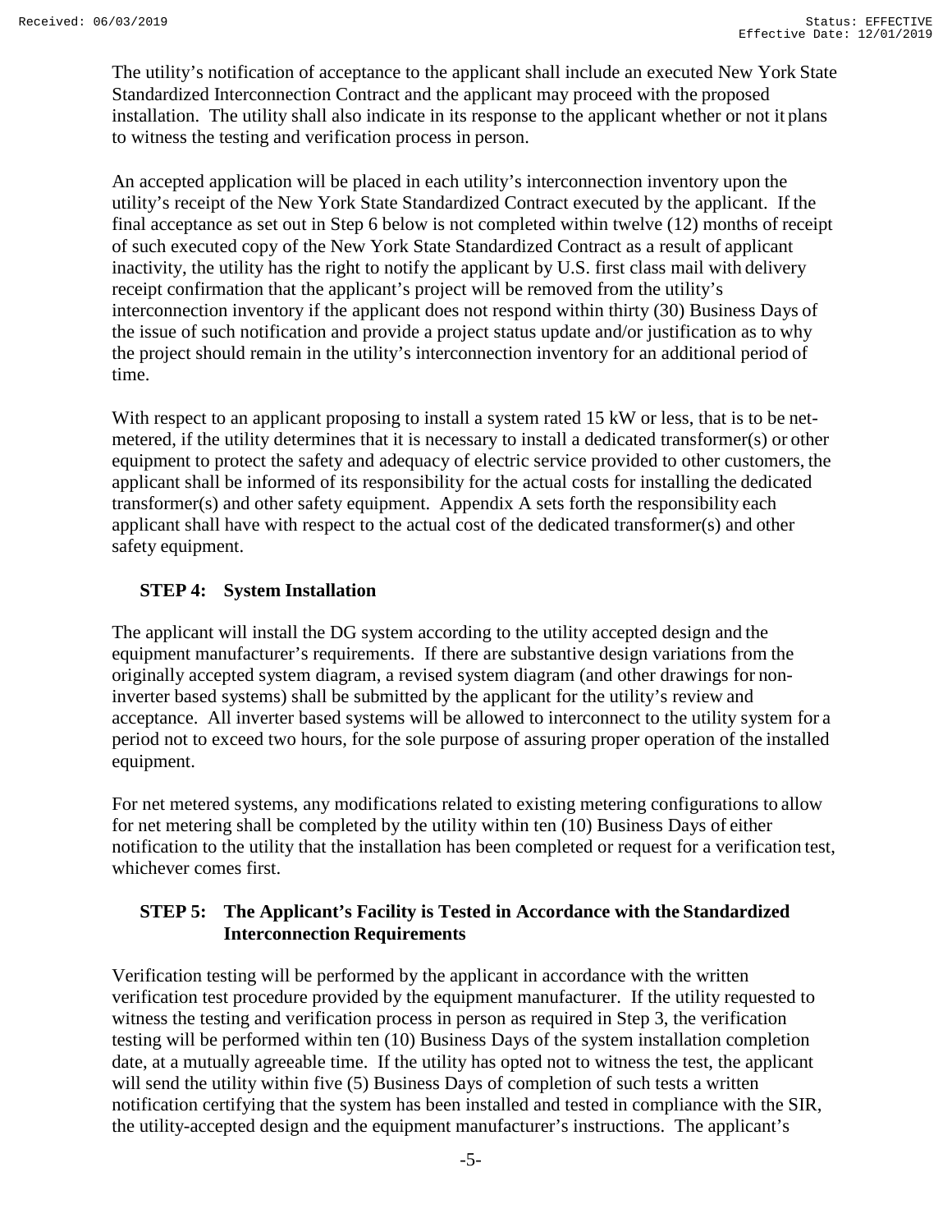The utility's notification of acceptance to the applicant shall include an executed New York State Standardized Interconnection Contract and the applicant may proceed with the proposed installation. The utility shall also indicate in its response to the applicant whether or not it plans to witness the testing and verification process in person.

An accepted application will be placed in each utility's interconnection inventory upon the utility's receipt of the New York State Standardized Contract executed by the applicant. If the final acceptance as set out in Step 6 below is not completed within twelve (12) months of receipt of such executed copy of the New York State Standardized Contract as a result of applicant inactivity, the utility has the right to notify the applicant by U.S. first class mail with delivery receipt confirmation that the applicant's project will be removed from the utility's interconnection inventory if the applicant does not respond within thirty (30) Business Days of the issue of such notification and provide a project status update and/or justification as to why the project should remain in the utility's interconnection inventory for an additional period of time.

With respect to an applicant proposing to install a system rated 15 kW or less, that is to be net-metered, if the utility determines that it is necessary to install a dedicated transformer(s) or other equipment to protect the safety and adequacy of electric service provided to other customers, the applicant shall be informed of its responsibility for the actual costs for installing the dedicated transformer(s) and other safety equipment. Appendix A sets forth the responsibility each applicant shall have with respect to the actual cost of the dedicated transformer(s) and other safety equipment.

### STEP 4: System Installation

The applicant will install the DG system according to the utility accepted design and the equipment manufacturer's requirements. If there are substantive design variations from the originally accepted system diagram, a revised system diagram (and other drawings for non-inverter based systems) shall be submitted by the applicant for the utility's review and acceptance. All inverter based systems will be allowed to interconnect to the utility system for a period not to exceed two hours, for the sole purpose of assuring proper operation of the installed equipment.

For net metered systems, any modifications related to existing metering configurations to allow for net metering shall be completed by the utility within ten (10) Business Days of either notification to the utility that the installation has been completed or request for a verification test, whichever comes first.

### STEP 5: The Applicant's Facility is Tested in Accordance with the Standardized Interconnection Requirements

Verification testing will be performed by the applicant in accordance with the written verification test procedure provided by the equipment manufacturer. If the utility requested to witness the testing and verification process in person as required in Step 3, the verification testing will be performed within ten (10) Business Days of the system installation completion date, at a mutually agreeable time. If the utility has opted not to witness the test, the applicant will send the utility within five (5) Business Days of completion of such tests a written notification certifying that the system has been installed and tested in compliance with the SIR, the utility-accepted design and the equipment manufacturer's instructions. The applicant's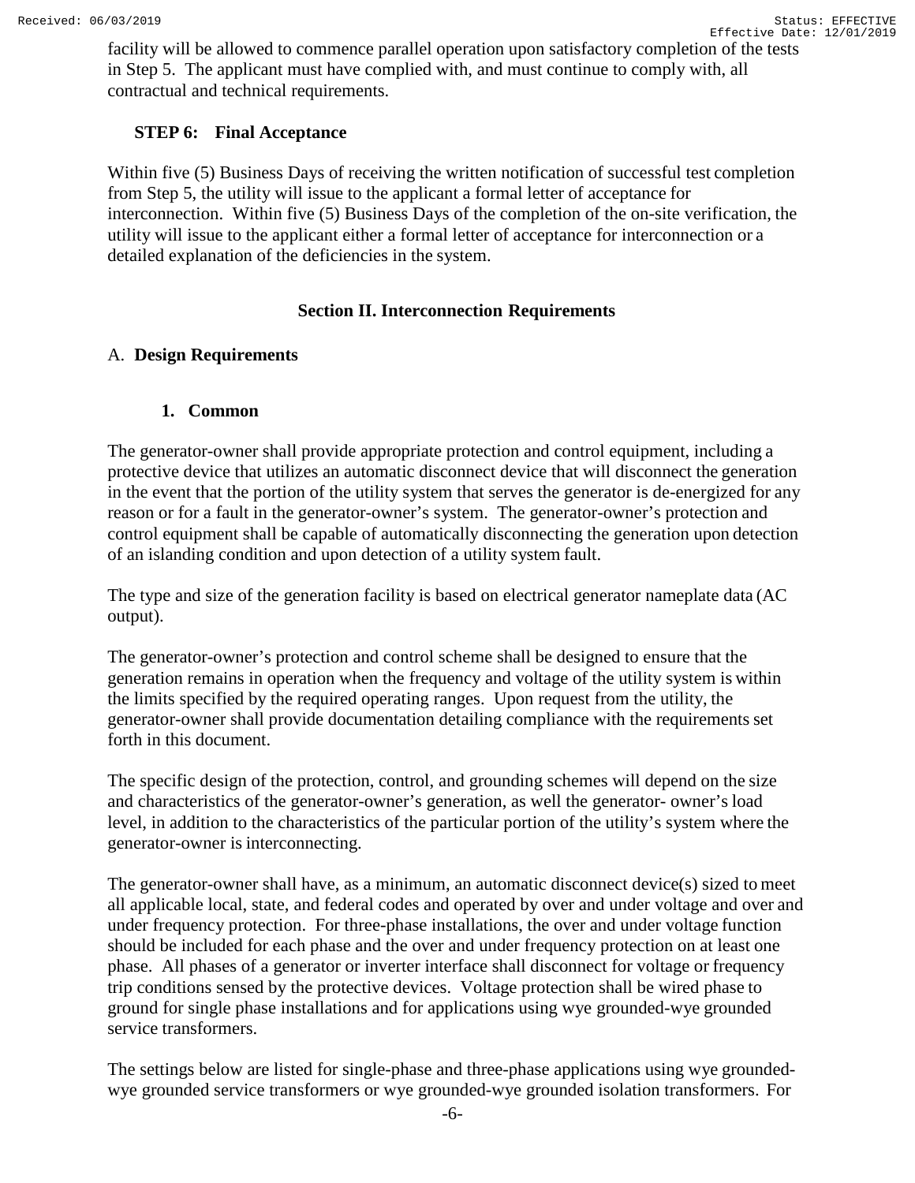facility will be allowed to commence parallel operation upon satisfactory completion of the tests in Step 5. The applicant must have complied with, and must continue to comply with, all contractual and technical requirements.

**STEP 6: Final Acceptance**

Within five (5) Business Days of receiving the written notification of successful test completion from Step 5, the utility will issue to the applicant a formal letter of acceptance for interconnection. Within five (5) Business Days of the completion of the on-site verification, the utility will issue to the applicant either a formal letter of acceptance for interconnection or a detailed explanation of the deficiencies in the system.

## Section II. Interconnection Requirements

### A. Design Requirements

#### 1. Common

The generator-owner shall provide appropriate protection and control equipment, including a protective device that utilizes an automatic disconnect device that will disconnect the generation in the event that the portion of the utility system that serves the generator is de-energized for any reason or for a fault in the generator-owner's system. The generator-owner's protection and control equipment shall be capable of automatically disconnecting the generation upon detection of an islanding condition and upon detection of a utility system fault.

The type and size of the generation facility is based on electrical generator nameplate data (AC output).

The generator-owner's protection and control scheme shall be designed to ensure that the generation remains in operation when the frequency and voltage of the utility system is within the limits specified by the required operating ranges. Upon request from the utility, the generator-owner shall provide documentation detailing compliance with the requirements set forth in this document.

The specific design of the protection, control, and grounding schemes will depend on the size and characteristics of the generator-owner's generation, as well the generator- owner's load level, in addition to the characteristics of the particular portion of the utility's system where the generator-owner is interconnecting.

The generator-owner shall have, as a minimum, an automatic disconnect device(s) sized to meet all applicable local, state, and federal codes and operated by over and under voltage and over and under frequency protection. For three-phase installations, the over and under voltage function should be included for each phase and the over and under frequency protection on at least one phase. All phases of a generator or inverter interface shall disconnect for voltage or frequency trip conditions sensed by the protective devices. Voltage protection shall be wired phase to ground for single phase installations and for applications using wye grounded-wye grounded service transformers.

The settings below are listed for single-phase and three-phase applications using wye grounded-wye grounded service transformers or wye grounded-wye grounded isolation transformers. For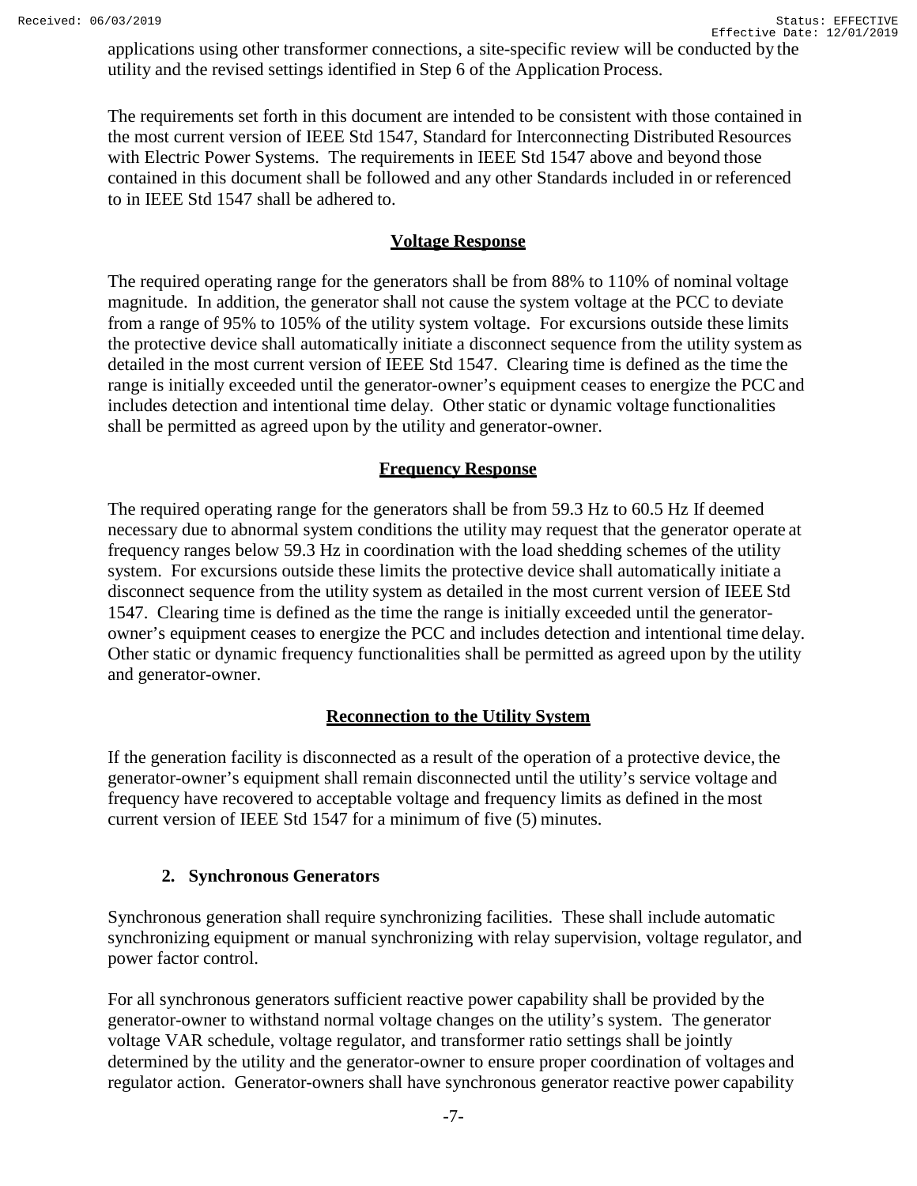applications using other transformer connections, a site-specific review will be conducted by the utility and the revised settings identified in Step 6 of the Application Process.

The requirements set forth in this document are intended to be consistent with those contained in the most current version of IEEE Std 1547, Standard for Interconnecting Distributed Resources with Electric Power Systems. The requirements in IEEE Std 1547 above and beyond those contained in this document shall be followed and any other Standards included in or referenced to in IEEE Std 1547 shall be adhered to.

### Voltage Response

The required operating range for the generators shall be from 88% to 110% of nominal voltage magnitude. In addition, the generator shall not cause the system voltage at the PCC to deviate from a range of 95% to 105% of the utility system voltage. For excursions outside these limits the protective device shall automatically initiate a disconnect sequence from the utility system as detailed in the most current version of IEEE Std 1547. Clearing time is defined as the time the range is initially exceeded until the generator-owner's equipment ceases to energize the PCC and includes detection and intentional time delay. Other static or dynamic voltage functionalities shall be permitted as agreed upon by the utility and generator-owner.

### Frequency Response

The required operating range for the generators shall be from 59.3 Hz to 60.5 Hz If deemed necessary due to abnormal system conditions the utility may request that the generator operate at frequency ranges below 59.3 Hz in coordination with the load shedding schemes of the utility system. For excursions outside these limits the protective device shall automatically initiate a disconnect sequence from the utility system as detailed in the most current version of IEEE Std 1547. Clearing time is defined as the time the range is initially exceeded until the generator-owner's equipment ceases to energize the PCC and includes detection and intentional time delay. Other static or dynamic frequency functionalities shall be permitted as agreed upon by the utility and generator-owner.

### Reconnection to the Utility System

If the generation facility is disconnected as a result of the operation of a protective device, the generator-owner's equipment shall remain disconnected until the utility's service voltage and frequency have recovered to acceptable voltage and frequency limits as defined in the most current version of IEEE Std 1547 for a minimum of five (5) minutes.

## 2. Synchronous Generators

Synchronous generation shall require synchronizing facilities. These shall include automatic synchronizing equipment or manual synchronizing with relay supervision, voltage regulator, and power factor control.

For all synchronous generators sufficient reactive power capability shall be provided by the generator-owner to withstand normal voltage changes on the utility's system. The generator voltage VAR schedule, voltage regulator, and transformer ratio settings shall be jointly determined by the utility and the generator-owner to ensure proper coordination of voltages and regulator action. Generator-owners shall have synchronous generator reactive power capability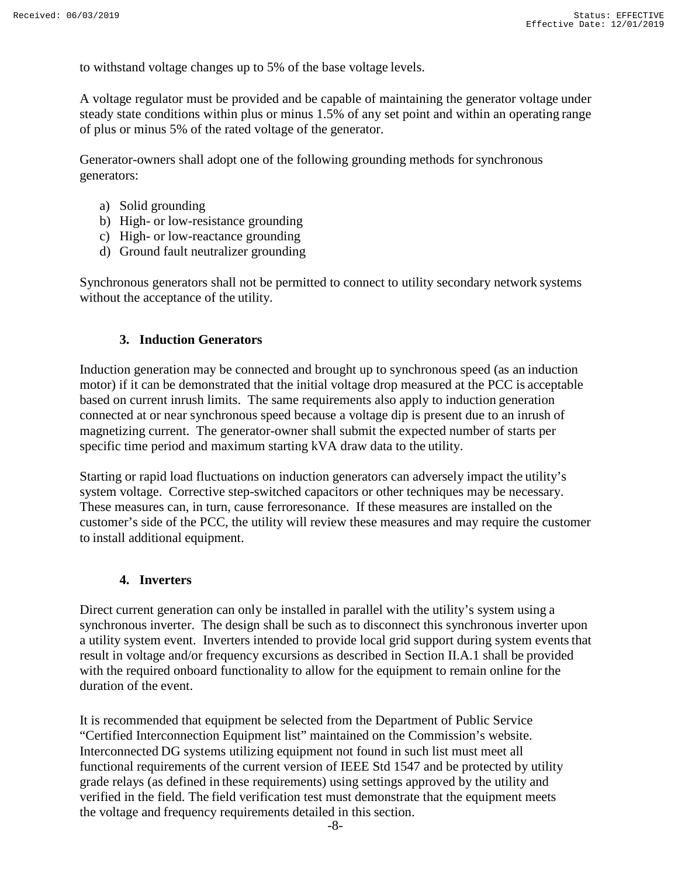to withstand voltage changes up to 5% of the base voltage levels.

A voltage regulator must be provided and be capable of maintaining the generator voltage under steady state conditions within plus or minus 1.5% of any set point and within an operating range of plus or minus 5% of the rated voltage of the generator.

Generator-owners shall adopt one of the following grounding methods for synchronous generators:

a) Solid grounding
b) High- or low-resistance grounding
c) High- or low-reactance grounding
d) Ground fault neutralizer grounding

Synchronous generators shall not be permitted to connect to utility secondary network systems without the acceptance of the utility.

### 3. Induction Generators

Induction generation may be connected and brought up to synchronous speed (as an induction motor) if it can be demonstrated that the initial voltage drop measured at the PCC is acceptable based on current inrush limits. The same requirements also apply to induction generation connected at or near synchronous speed because a voltage dip is present due to an inrush of magnetizing current. The generator-owner shall submit the expected number of starts per specific time period and maximum starting kVA draw data to the utility.

Starting or rapid load fluctuations on induction generators can adversely impact the utility's system voltage. Corrective step-switched capacitors or other techniques may be necessary. These measures can, in turn, cause ferroresonance. If these measures are installed on the customer's side of the PCC, the utility will review these measures and may require the customer to install additional equipment.

### 4. Inverters

Direct current generation can only be installed in parallel with the utility's system using a synchronous inverter. The design shall be such as to disconnect this synchronous inverter upon a utility system event. Inverters intended to provide local grid support during system events that result in voltage and/or frequency excursions as described in Section II.A.1 shall be provided with the required onboard functionality to allow for the equipment to remain online for the duration of the event.

It is recommended that equipment be selected from the Department of Public Service "Certified Interconnection Equipment list" maintained on the Commission's website. Interconnected DG systems utilizing equipment not found in such list must meet all functional requirements of the current version of IEEE Std 1547 and be protected by utility grade relays (as defined in these requirements) using settings approved by the utility and verified in the field. The field verification test must demonstrate that the equipment meets the voltage and frequency requirements detailed in this section.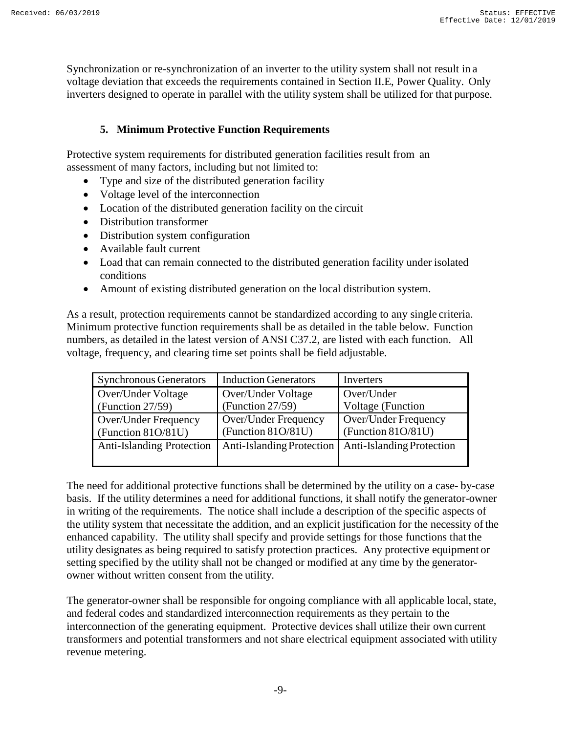Synchronization or re-synchronization of an inverter to the utility system shall not result in a voltage deviation that exceeds the requirements contained in Section II.E, Power Quality. Only inverters designed to operate in parallel with the utility system shall be utilized for that purpose.

### 5. Minimum Protective Function Requirements

Protective system requirements for distributed generation facilities result from an assessment of many factors, including but not limited to:

- Type and size of the distributed generation facility
- Voltage level of the interconnection
- Location of the distributed generation facility on the circuit
- Distribution transformer
- Distribution system configuration
- Available fault current
- Load that can remain connected to the distributed generation facility under isolated conditions
- Amount of existing distributed generation on the local distribution system.

As a result, protection requirements cannot be standardized according to any single criteria. Minimum protective function requirements shall be as detailed in the table below. Function numbers, as detailed in the latest version of ANSI C37.2, are listed with each function. All voltage, frequency, and clearing time set points shall be field adjustable.

| Synchronous Generators | Induction Generators | Inverters |
|---|---|---|
| Over/Under Voltage (Function 27/59) | Over/Under Voltage (Function 27/59) | Over/Under Voltage (Function |
| Over/Under Frequency (Function 81O/81U) | Over/Under Frequency (Function 81O/81U) | Over/Under Frequency (Function 81O/81U) |
| Anti-Islanding Protection | Anti-Islanding Protection | Anti-Islanding Protection |

The need for additional protective functions shall be determined by the utility on a case- by-case basis. If the utility determines a need for additional functions, it shall notify the generator-owner in writing of the requirements. The notice shall include a description of the specific aspects of the utility system that necessitate the addition, and an explicit justification for the necessity of the enhanced capability. The utility shall specify and provide settings for those functions that the utility designates as being required to satisfy protection practices. Any protective equipment or setting specified by the utility shall not be changed or modified at any time by the generator-owner without written consent from the utility.

The generator-owner shall be responsible for ongoing compliance with all applicable local, state, and federal codes and standardized interconnection requirements as they pertain to the interconnection of the generating equipment. Protective devices shall utilize their own current transformers and potential transformers and not share electrical equipment associated with utility revenue metering.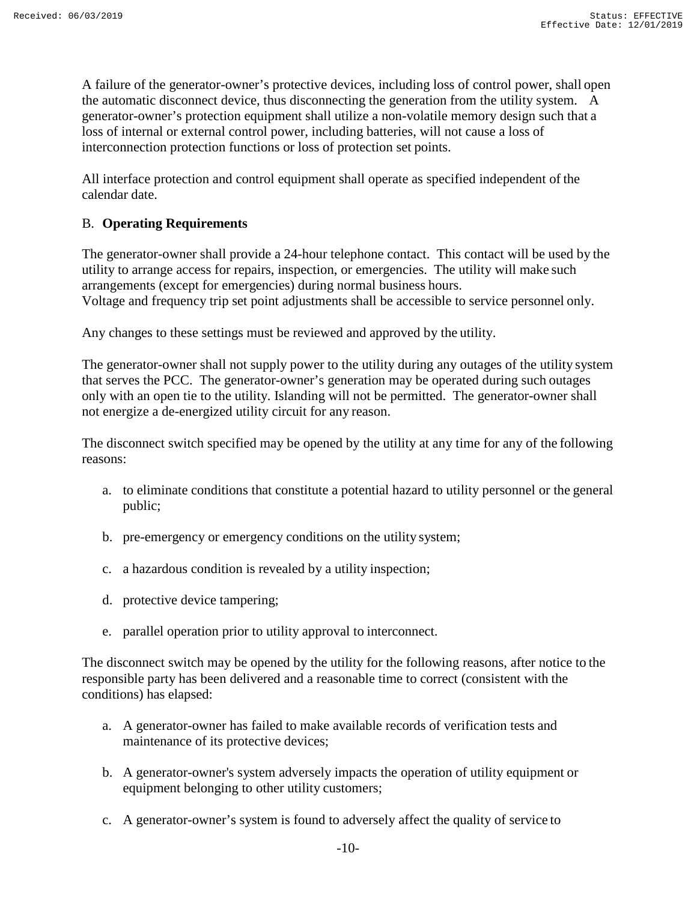A failure of the generator-owner's protective devices, including loss of control power, shall open the automatic disconnect device, thus disconnecting the generation from the utility system. A generator-owner's protection equipment shall utilize a non-volatile memory design such that a loss of internal or external control power, including batteries, will not cause a loss of interconnection protection functions or loss of protection set points.

All interface protection and control equipment shall operate as specified independent of the calendar date.

### B. **Operating Requirements**

The generator-owner shall provide a 24-hour telephone contact. This contact will be used by the utility to arrange access for repairs, inspection, or emergencies. The utility will make such arrangements (except for emergencies) during normal business hours.
Voltage and frequency trip set point adjustments shall be accessible to service personnel only.

Any changes to these settings must be reviewed and approved by the utility.

The generator-owner shall not supply power to the utility during any outages of the utility system that serves the PCC. The generator-owner's generation may be operated during such outages only with an open tie to the utility. Islanding will not be permitted. The generator-owner shall not energize a de-energized utility circuit for any reason.

The disconnect switch specified may be opened by the utility at any time for any of the following reasons:

a. to eliminate conditions that constitute a potential hazard to utility personnel or the general public;

b. pre-emergency or emergency conditions on the utility system;

c. a hazardous condition is revealed by a utility inspection;

d. protective device tampering;

e. parallel operation prior to utility approval to interconnect.

The disconnect switch may be opened by the utility for the following reasons, after notice to the responsible party has been delivered and a reasonable time to correct (consistent with the conditions) has elapsed:

a. A generator-owner has failed to make available records of verification tests and maintenance of its protective devices;

b. A generator-owner's system adversely impacts the operation of utility equipment or equipment belonging to other utility customers;

c. A generator-owner's system is found to adversely affect the quality of service to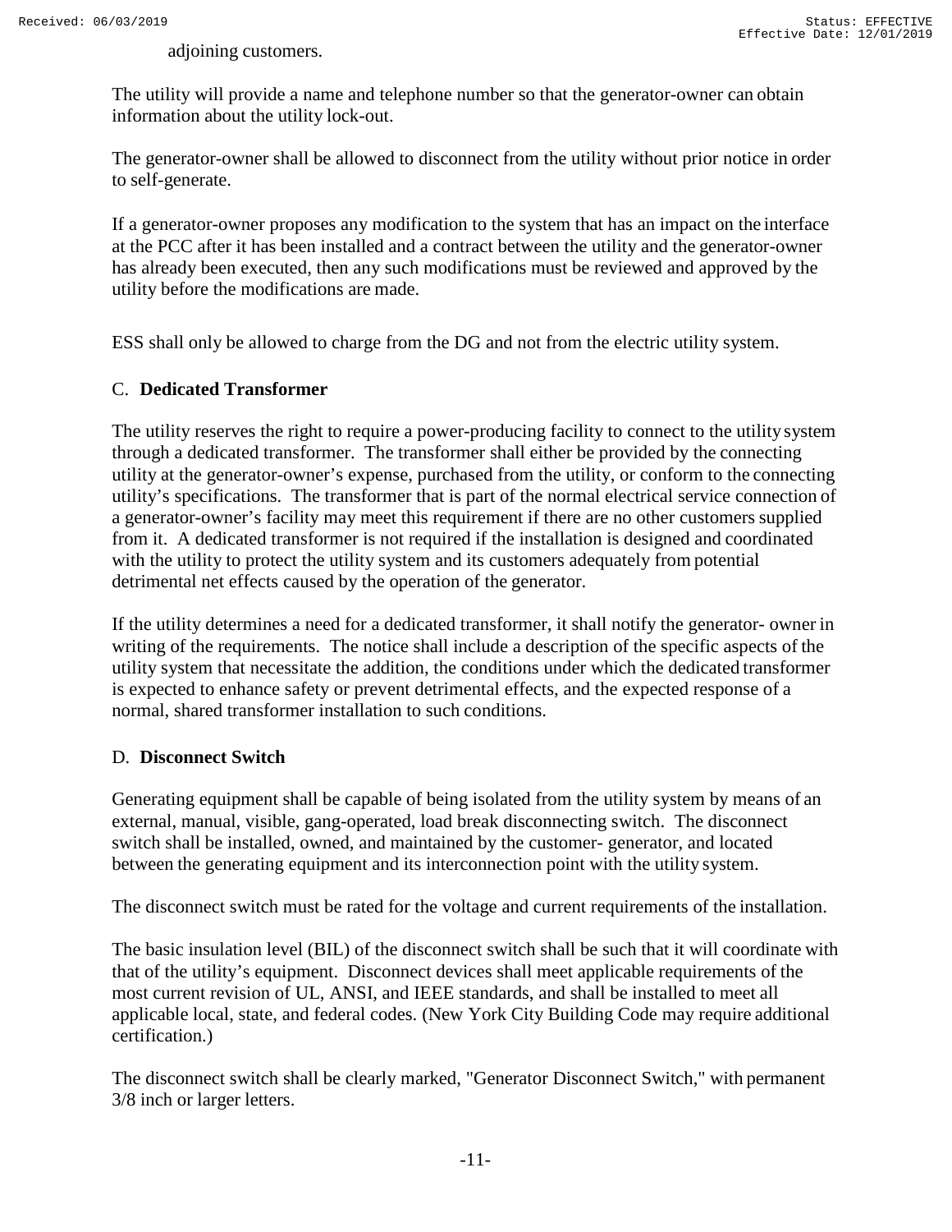adjoining customers.

The utility will provide a name and telephone number so that the generator-owner can obtain information about the utility lock-out.

The generator-owner shall be allowed to disconnect from the utility without prior notice in order to self-generate.

If a generator-owner proposes any modification to the system that has an impact on the interface at the PCC after it has been installed and a contract between the utility and the generator-owner has already been executed, then any such modifications must be reviewed and approved by the utility before the modifications are made.

ESS shall only be allowed to charge from the DG and not from the electric utility system.

## C. **Dedicated Transformer**

The utility reserves the right to require a power-producing facility to connect to the utility system through a dedicated transformer. The transformer shall either be provided by the connecting utility at the generator-owner's expense, purchased from the utility, or conform to the connecting utility's specifications. The transformer that is part of the normal electrical service connection of a generator-owner's facility may meet this requirement if there are no other customers supplied from it. A dedicated transformer is not required if the installation is designed and coordinated with the utility to protect the utility system and its customers adequately from potential detrimental net effects caused by the operation of the generator.

If the utility determines a need for a dedicated transformer, it shall notify the generator- owner in writing of the requirements. The notice shall include a description of the specific aspects of the utility system that necessitate the addition, the conditions under which the dedicated transformer is expected to enhance safety or prevent detrimental effects, and the expected response of a normal, shared transformer installation to such conditions.

## D. **Disconnect Switch**

Generating equipment shall be capable of being isolated from the utility system by means of an external, manual, visible, gang-operated, load break disconnecting switch. The disconnect switch shall be installed, owned, and maintained by the customer- generator, and located between the generating equipment and its interconnection point with the utility system.

The disconnect switch must be rated for the voltage and current requirements of the installation.

The basic insulation level (BIL) of the disconnect switch shall be such that it will coordinate with that of the utility's equipment. Disconnect devices shall meet applicable requirements of the most current revision of UL, ANSI, and IEEE standards, and shall be installed to meet all applicable local, state, and federal codes. (New York City Building Code may require additional certification.)

The disconnect switch shall be clearly marked, "Generator Disconnect Switch," with permanent 3/8 inch or larger letters.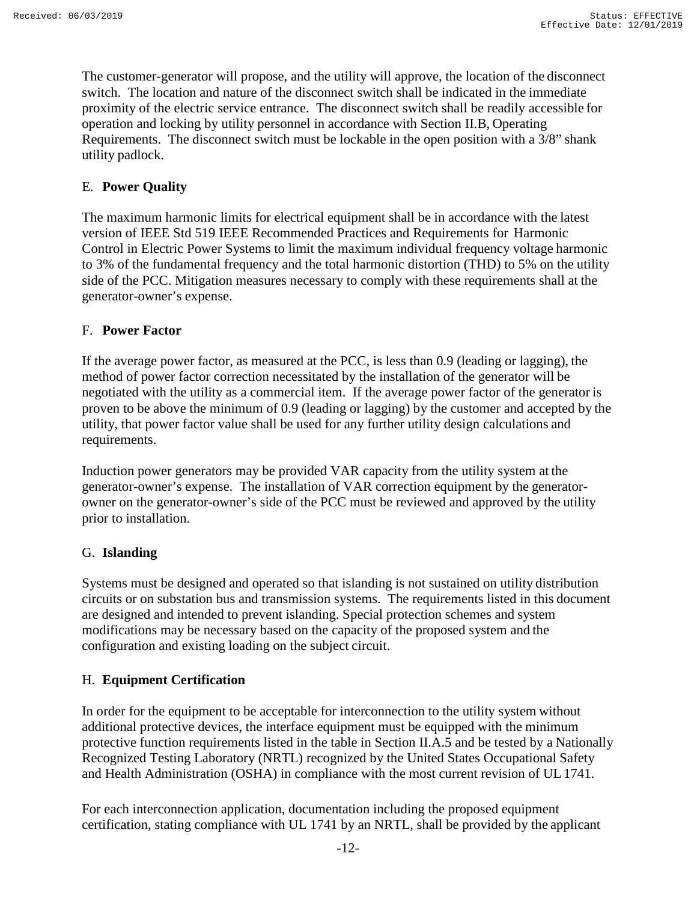The customer-generator will propose, and the utility will approve, the location of the disconnect switch. The location and nature of the disconnect switch shall be indicated in the immediate proximity of the electric service entrance. The disconnect switch shall be readily accessible for operation and locking by utility personnel in accordance with Section II.B, Operating Requirements. The disconnect switch must be lockable in the open position with a 3/8" shank utility padlock.

## E. Power Quality

The maximum harmonic limits for electrical equipment shall be in accordance with the latest version of IEEE Std 519 IEEE Recommended Practices and Requirements for Harmonic Control in Electric Power Systems to limit the maximum individual frequency voltage harmonic to 3% of the fundamental frequency and the total harmonic distortion (THD) to 5% on the utility side of the PCC. Mitigation measures necessary to comply with these requirements shall at the generator-owner's expense.

## F. Power Factor

If the average power factor, as measured at the PCC, is less than 0.9 (leading or lagging), the method of power factor correction necessitated by the installation of the generator will be negotiated with the utility as a commercial item. If the average power factor of the generator is proven to be above the minimum of 0.9 (leading or lagging) by the customer and accepted by the utility, that power factor value shall be used for any further utility design calculations and requirements.

Induction power generators may be provided VAR capacity from the utility system at the generator-owner's expense. The installation of VAR correction equipment by the generator-owner on the generator-owner's side of the PCC must be reviewed and approved by the utility prior to installation.

## G. Islanding

Systems must be designed and operated so that islanding is not sustained on utility distribution circuits or on substation bus and transmission systems. The requirements listed in this document are designed and intended to prevent islanding. Special protection schemes and system modifications may be necessary based on the capacity of the proposed system and the configuration and existing loading on the subject circuit.

## H. Equipment Certification

In order for the equipment to be acceptable for interconnection to the utility system without additional protective devices, the interface equipment must be equipped with the minimum protective function requirements listed in the table in Section II.A.5 and be tested by a Nationally Recognized Testing Laboratory (NRTL) recognized by the United States Occupational Safety and Health Administration (OSHA) in compliance with the most current revision of UL 1741.

For each interconnection application, documentation including the proposed equipment certification, stating compliance with UL 1741 by an NRTL, shall be provided by the applicant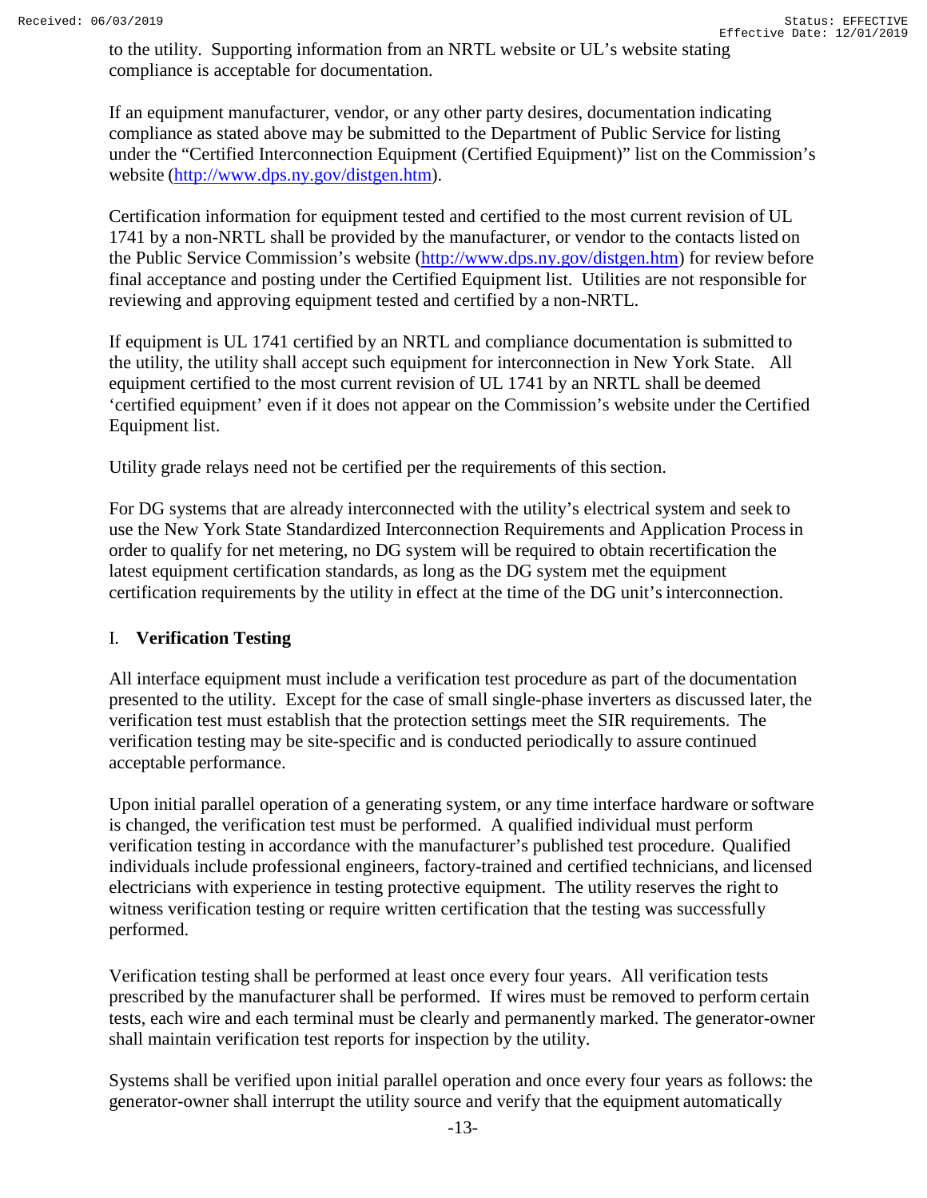to the utility. Supporting information from an NRTL website or UL's website stating compliance is acceptable for documentation.

If an equipment manufacturer, vendor, or any other party desires, documentation indicating compliance as stated above may be submitted to the Department of Public Service for listing under the "Certified Interconnection Equipment (Certified Equipment)" list on the Commission's website (http://www.dps.ny.gov/distgen.htm).

Certification information for equipment tested and certified to the most current revision of UL 1741 by a non-NRTL shall be provided by the manufacturer, or vendor to the contacts listed on the Public Service Commission's website (http://www.dps.ny.gov/distgen.htm) for review before final acceptance and posting under the Certified Equipment list. Utilities are not responsible for reviewing and approving equipment tested and certified by a non-NRTL.

If equipment is UL 1741 certified by an NRTL and compliance documentation is submitted to the utility, the utility shall accept such equipment for interconnection in New York State. All equipment certified to the most current revision of UL 1741 by an NRTL shall be deemed 'certified equipment' even if it does not appear on the Commission's website under the Certified Equipment list.

Utility grade relays need not be certified per the requirements of this section.

For DG systems that are already interconnected with the utility's electrical system and seek to use the New York State Standardized Interconnection Requirements and Application Process in order to qualify for net metering, no DG system will be required to obtain recertification the latest equipment certification standards, as long as the DG system met the equipment certification requirements by the utility in effect at the time of the DG unit's interconnection.

## I. **Verification Testing**

All interface equipment must include a verification test procedure as part of the documentation presented to the utility. Except for the case of small single-phase inverters as discussed later, the verification test must establish that the protection settings meet the SIR requirements. The verification testing may be site-specific and is conducted periodically to assure continued acceptable performance.

Upon initial parallel operation of a generating system, or any time interface hardware or software is changed, the verification test must be performed. A qualified individual must perform verification testing in accordance with the manufacturer's published test procedure. Qualified individuals include professional engineers, factory-trained and certified technicians, and licensed electricians with experience in testing protective equipment. The utility reserves the right to witness verification testing or require written certification that the testing was successfully performed.

Verification testing shall be performed at least once every four years. All verification tests prescribed by the manufacturer shall be performed. If wires must be removed to perform certain tests, each wire and each terminal must be clearly and permanently marked. The generator-owner shall maintain verification test reports for inspection by the utility.

Systems shall be verified upon initial parallel operation and once every four years as follows: the generator-owner shall interrupt the utility source and verify that the equipment automatically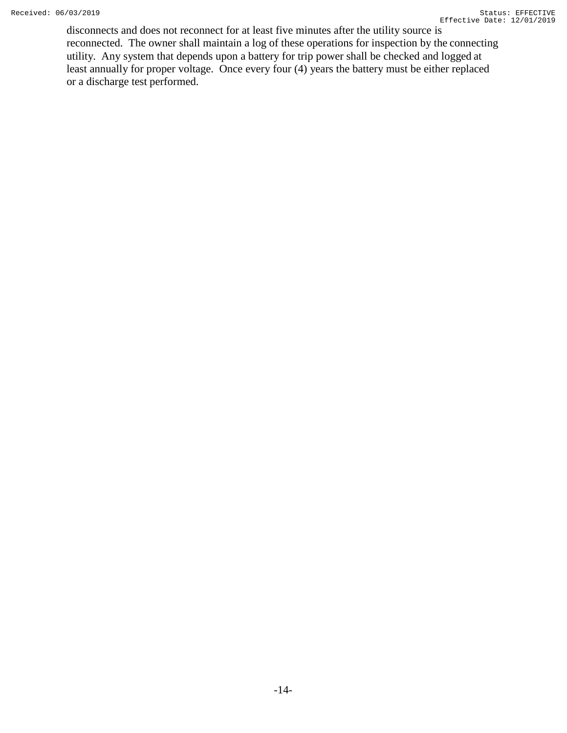disconnects and does not reconnect for at least five minutes after the utility source is reconnected. The owner shall maintain a log of these operations for inspection by the connecting utility. Any system that depends upon a battery for trip power shall be checked and logged at least annually for proper voltage. Once every four (4) years the battery must be either replaced or a discharge test performed.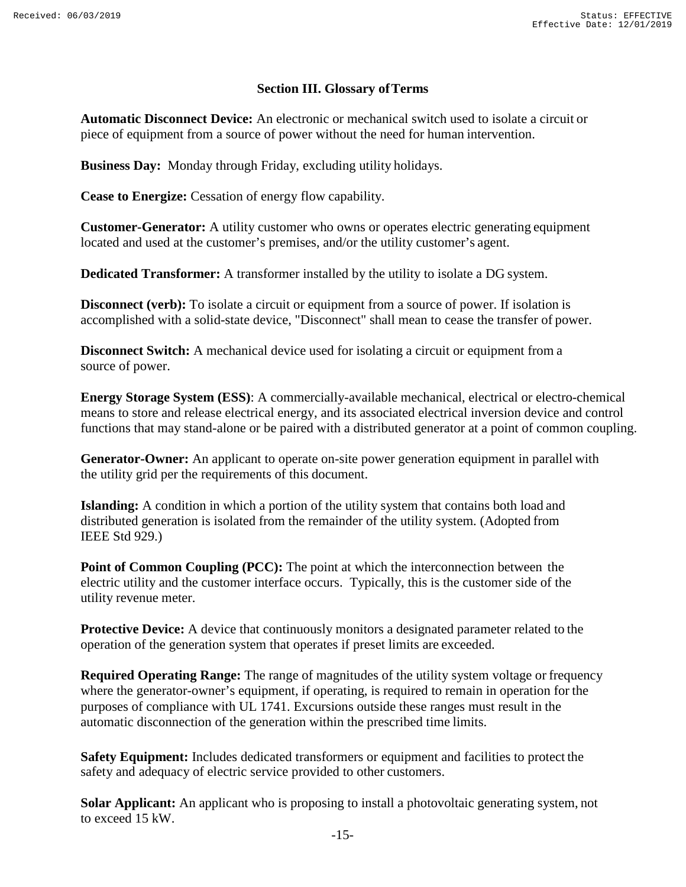## Section III. Glossary of Terms

**Automatic Disconnect Device:** An electronic or mechanical switch used to isolate a circuit or piece of equipment from a source of power without the need for human intervention.

**Business Day:** Monday through Friday, excluding utility holidays.

**Cease to Energize:** Cessation of energy flow capability.

**Customer-Generator:** A utility customer who owns or operates electric generating equipment located and used at the customer's premises, and/or the utility customer's agent.

**Dedicated Transformer:** A transformer installed by the utility to isolate a DG system.

**Disconnect (verb):** To isolate a circuit or equipment from a source of power. If isolation is accomplished with a solid-state device, "Disconnect" shall mean to cease the transfer of power.

**Disconnect Switch:** A mechanical device used for isolating a circuit or equipment from a source of power.

**Energy Storage System (ESS)**: A commercially-available mechanical, electrical or electro-chemical means to store and release electrical energy, and its associated electrical inversion device and control functions that may stand-alone or be paired with a distributed generator at a point of common coupling.

**Generator-Owner:** An applicant to operate on-site power generation equipment in parallel with the utility grid per the requirements of this document.

**Islanding:** A condition in which a portion of the utility system that contains both load and distributed generation is isolated from the remainder of the utility system. (Adopted from IEEE Std 929.)

**Point of Common Coupling (PCC):** The point at which the interconnection between the electric utility and the customer interface occurs. Typically, this is the customer side of the utility revenue meter.

**Protective Device:** A device that continuously monitors a designated parameter related to the operation of the generation system that operates if preset limits are exceeded.

**Required Operating Range:** The range of magnitudes of the utility system voltage or frequency where the generator-owner's equipment, if operating, is required to remain in operation for the purposes of compliance with UL 1741. Excursions outside these ranges must result in the automatic disconnection of the generation within the prescribed time limits.

**Safety Equipment:** Includes dedicated transformers or equipment and facilities to protect the safety and adequacy of electric service provided to other customers.

**Solar Applicant:** An applicant who is proposing to install a photovoltaic generating system, not to exceed 15 kW.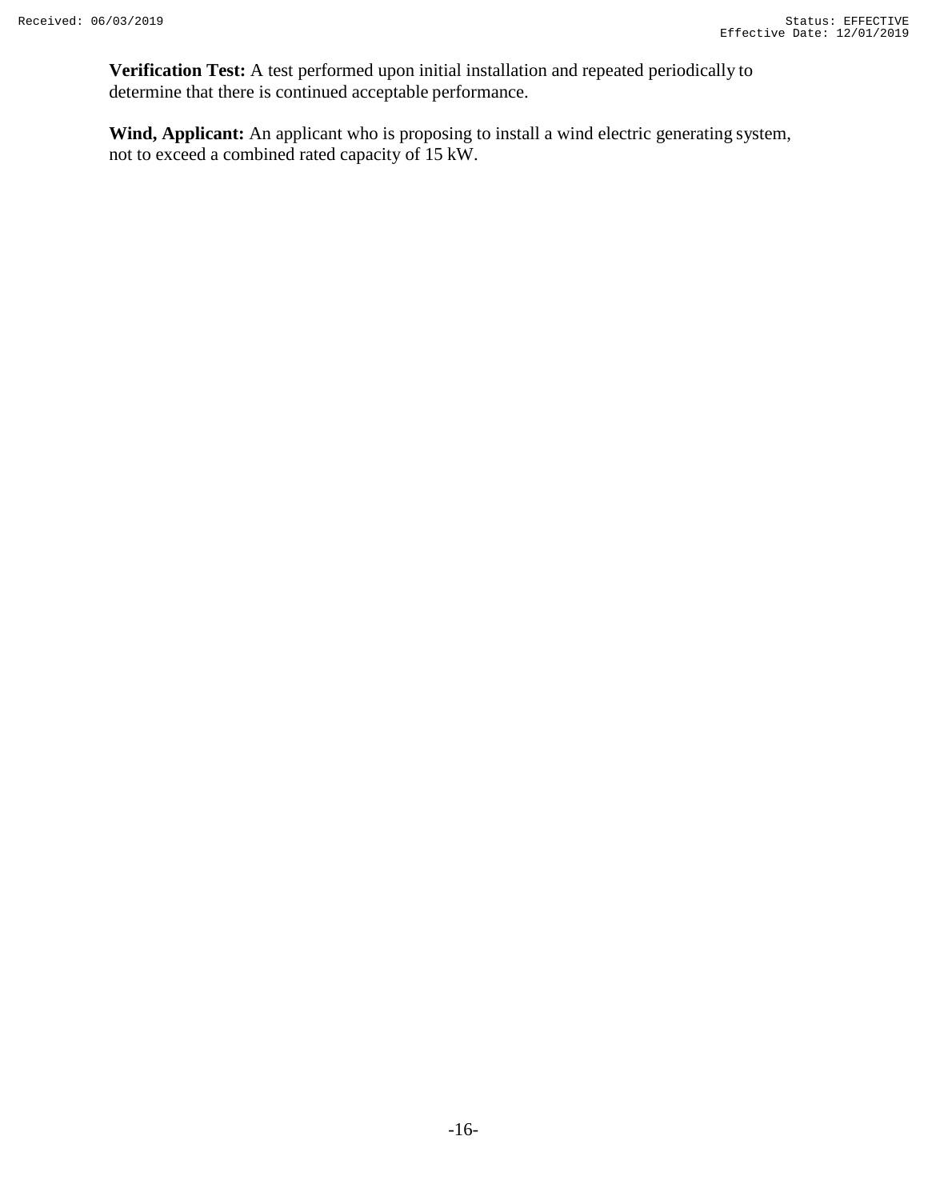**Verification Test:** A test performed upon initial installation and repeated periodically to determine that there is continued acceptable performance.

**Wind, Applicant:** An applicant who is proposing to install a wind electric generating system, not to exceed a combined rated capacity of 15 kW.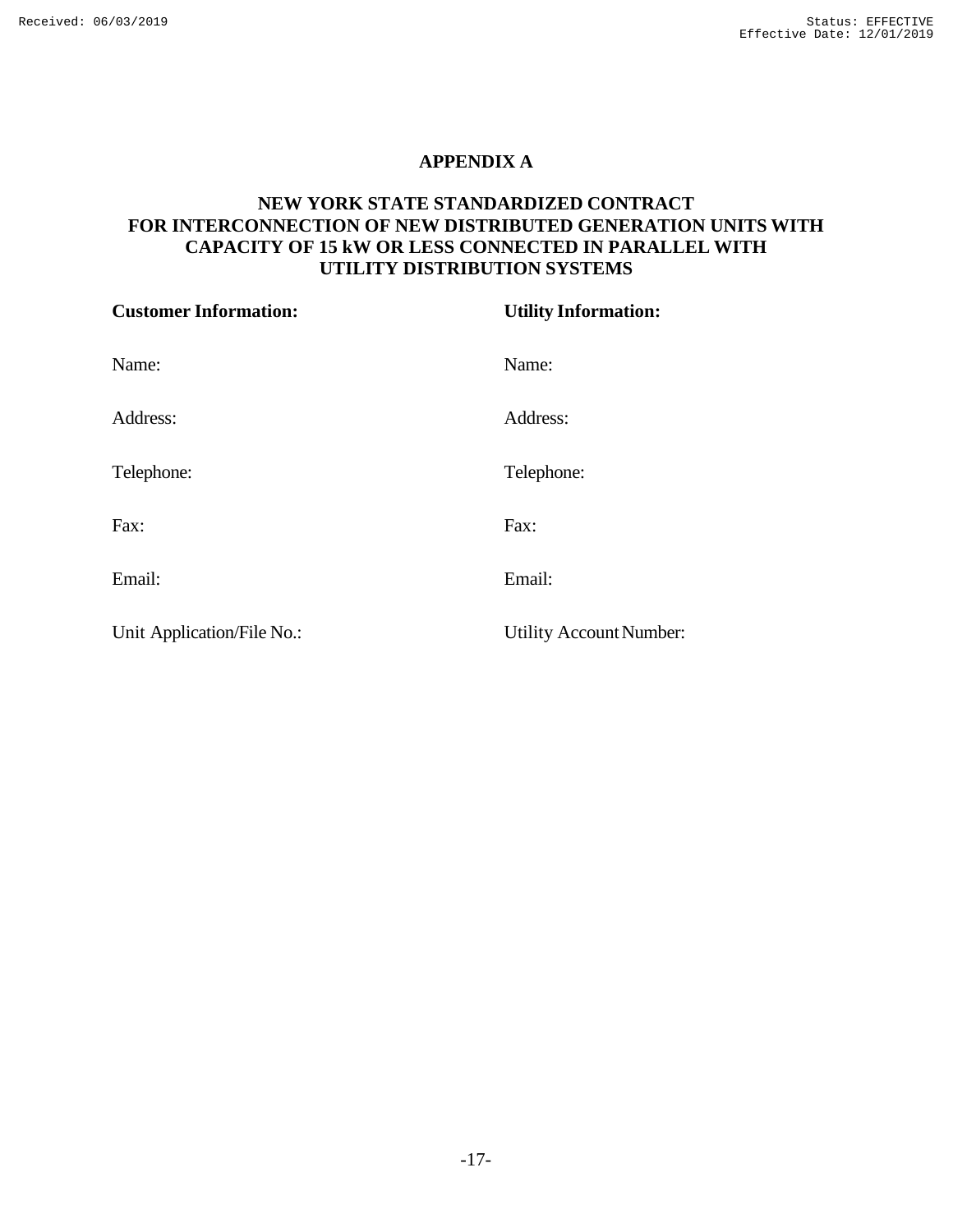# APPENDIX A

## NEW YORK STATE STANDARDIZED CONTRACT FOR INTERCONNECTION OF NEW DISTRIBUTED GENERATION UNITS WITH CAPACITY OF 15 kW OR LESS CONNECTED IN PARALLEL WITH UTILITY DISTRIBUTION SYSTEMS

| **Customer Information:** | **Utility Information:** |
| --- | --- |
| Name: | Name: |
| Address: | Address: |
| Telephone: | Telephone: |
| Fax: | Fax: |
| Email: | Email: |
| Unit Application/File No.: | Utility Account Number: |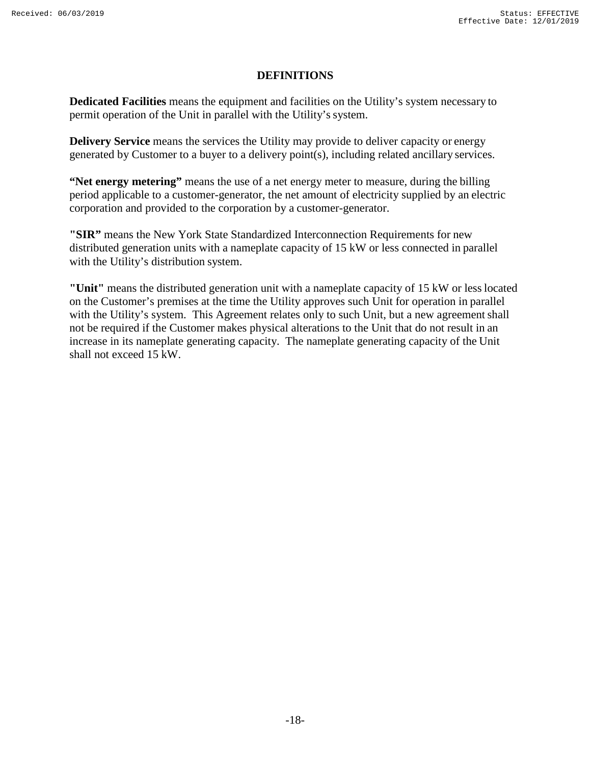## DEFINITIONS

**Dedicated Facilities** means the equipment and facilities on the Utility's system necessary to permit operation of the Unit in parallel with the Utility's system.

**Delivery Service** means the services the Utility may provide to deliver capacity or energy generated by Customer to a buyer to a delivery point(s), including related ancillary services.

**"Net energy metering"** means the use of a net energy meter to measure, during the billing period applicable to a customer-generator, the net amount of electricity supplied by an electric corporation and provided to the corporation by a customer-generator.

**"SIR"** means the New York State Standardized Interconnection Requirements for new distributed generation units with a nameplate capacity of 15 kW or less connected in parallel with the Utility's distribution system.

**"Unit"** means the distributed generation unit with a nameplate capacity of 15 kW or less located on the Customer's premises at the time the Utility approves such Unit for operation in parallel with the Utility's system. This Agreement relates only to such Unit, but a new agreement shall not be required if the Customer makes physical alterations to the Unit that do not result in an increase in its nameplate generating capacity. The nameplate generating capacity of the Unit shall not exceed 15 kW.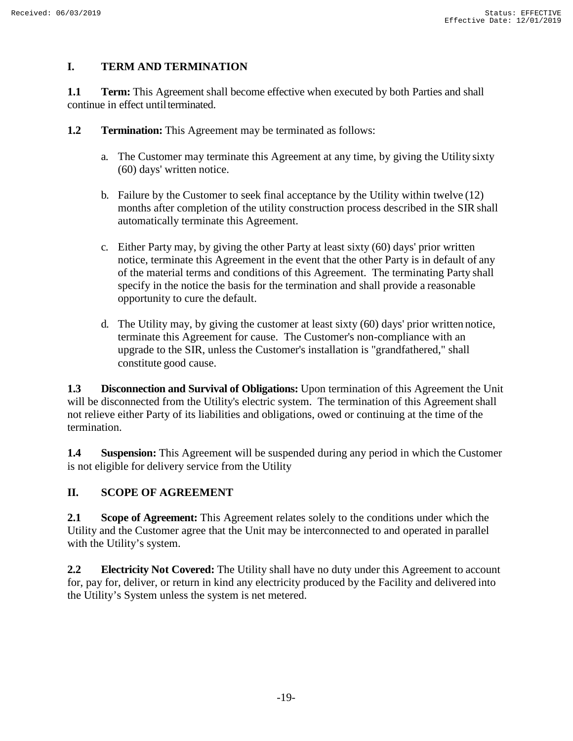## I. TERM AND TERMINATION

**1.1 Term:** This Agreement shall become effective when executed by both Parties and shall continue in effect until terminated.

**1.2 Termination:** This Agreement may be terminated as follows:

a. The Customer may terminate this Agreement at any time, by giving the Utility sixty (60) days' written notice.

b. Failure by the Customer to seek final acceptance by the Utility within twelve (12) months after completion of the utility construction process described in the SIR shall automatically terminate this Agreement.

c. Either Party may, by giving the other Party at least sixty (60) days' prior written notice, terminate this Agreement in the event that the other Party is in default of any of the material terms and conditions of this Agreement. The terminating Party shall specify in the notice the basis for the termination and shall provide a reasonable opportunity to cure the default.

d. The Utility may, by giving the customer at least sixty (60) days' prior written notice, terminate this Agreement for cause. The Customer's non-compliance with an upgrade to the SIR, unless the Customer's installation is "grandfathered," shall constitute good cause.

**1.3 Disconnection and Survival of Obligations:** Upon termination of this Agreement the Unit will be disconnected from the Utility's electric system. The termination of this Agreement shall not relieve either Party of its liabilities and obligations, owed or continuing at the time of the termination.

**1.4 Suspension:** This Agreement will be suspended during any period in which the Customer is not eligible for delivery service from the Utility

## II. SCOPE OF AGREEMENT

**2.1 Scope of Agreement:** This Agreement relates solely to the conditions under which the Utility and the Customer agree that the Unit may be interconnected to and operated in parallel with the Utility's system.

**2.2 Electricity Not Covered:** The Utility shall have no duty under this Agreement to account for, pay for, deliver, or return in kind any electricity produced by the Facility and delivered into the Utility's System unless the system is net metered.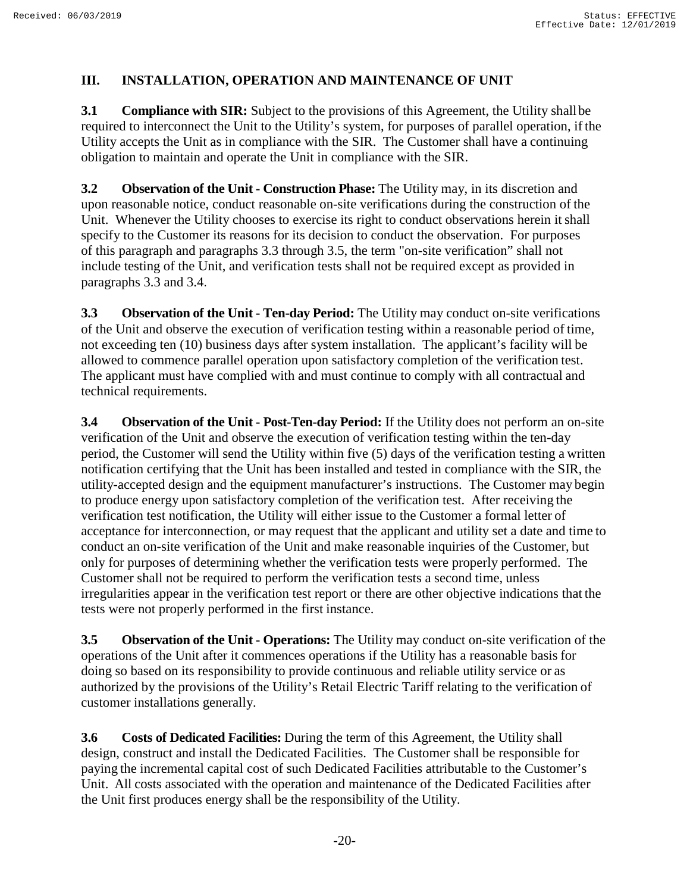## III. INSTALLATION, OPERATION AND MAINTENANCE OF UNIT

**3.1 Compliance with SIR:** Subject to the provisions of this Agreement, the Utility shall be required to interconnect the Unit to the Utility's system, for purposes of parallel operation, if the Utility accepts the Unit as in compliance with the SIR. The Customer shall have a continuing obligation to maintain and operate the Unit in compliance with the SIR.

**3.2 Observation of the Unit - Construction Phase:** The Utility may, in its discretion and upon reasonable notice, conduct reasonable on-site verifications during the construction of the Unit. Whenever the Utility chooses to exercise its right to conduct observations herein it shall specify to the Customer its reasons for its decision to conduct the observation. For purposes of this paragraph and paragraphs 3.3 through 3.5, the term "on-site verification" shall not include testing of the Unit, and verification tests shall not be required except as provided in paragraphs 3.3 and 3.4.

**3.3 Observation of the Unit - Ten-day Period:** The Utility may conduct on-site verifications of the Unit and observe the execution of verification testing within a reasonable period of time, not exceeding ten (10) business days after system installation. The applicant's facility will be allowed to commence parallel operation upon satisfactory completion of the verification test. The applicant must have complied with and must continue to comply with all contractual and technical requirements.

**3.4 Observation of the Unit - Post-Ten-day Period:** If the Utility does not perform an on-site verification of the Unit and observe the execution of verification testing within the ten-day period, the Customer will send the Utility within five (5) days of the verification testing a written notification certifying that the Unit has been installed and tested in compliance with the SIR, the utility-accepted design and the equipment manufacturer's instructions. The Customer may begin to produce energy upon satisfactory completion of the verification test. After receiving the verification test notification, the Utility will either issue to the Customer a formal letter of acceptance for interconnection, or may request that the applicant and utility set a date and time to conduct an on-site verification of the Unit and make reasonable inquiries of the Customer, but only for purposes of determining whether the verification tests were properly performed. The Customer shall not be required to perform the verification tests a second time, unless irregularities appear in the verification test report or there are other objective indications that the tests were not properly performed in the first instance.

**3.5 Observation of the Unit - Operations:** The Utility may conduct on-site verification of the operations of the Unit after it commences operations if the Utility has a reasonable basis for doing so based on its responsibility to provide continuous and reliable utility service or as authorized by the provisions of the Utility's Retail Electric Tariff relating to the verification of customer installations generally.

**3.6 Costs of Dedicated Facilities:** During the term of this Agreement, the Utility shall design, construct and install the Dedicated Facilities. The Customer shall be responsible for paying the incremental capital cost of such Dedicated Facilities attributable to the Customer's Unit. All costs associated with the operation and maintenance of the Dedicated Facilities after the Unit first produces energy shall be the responsibility of the Utility.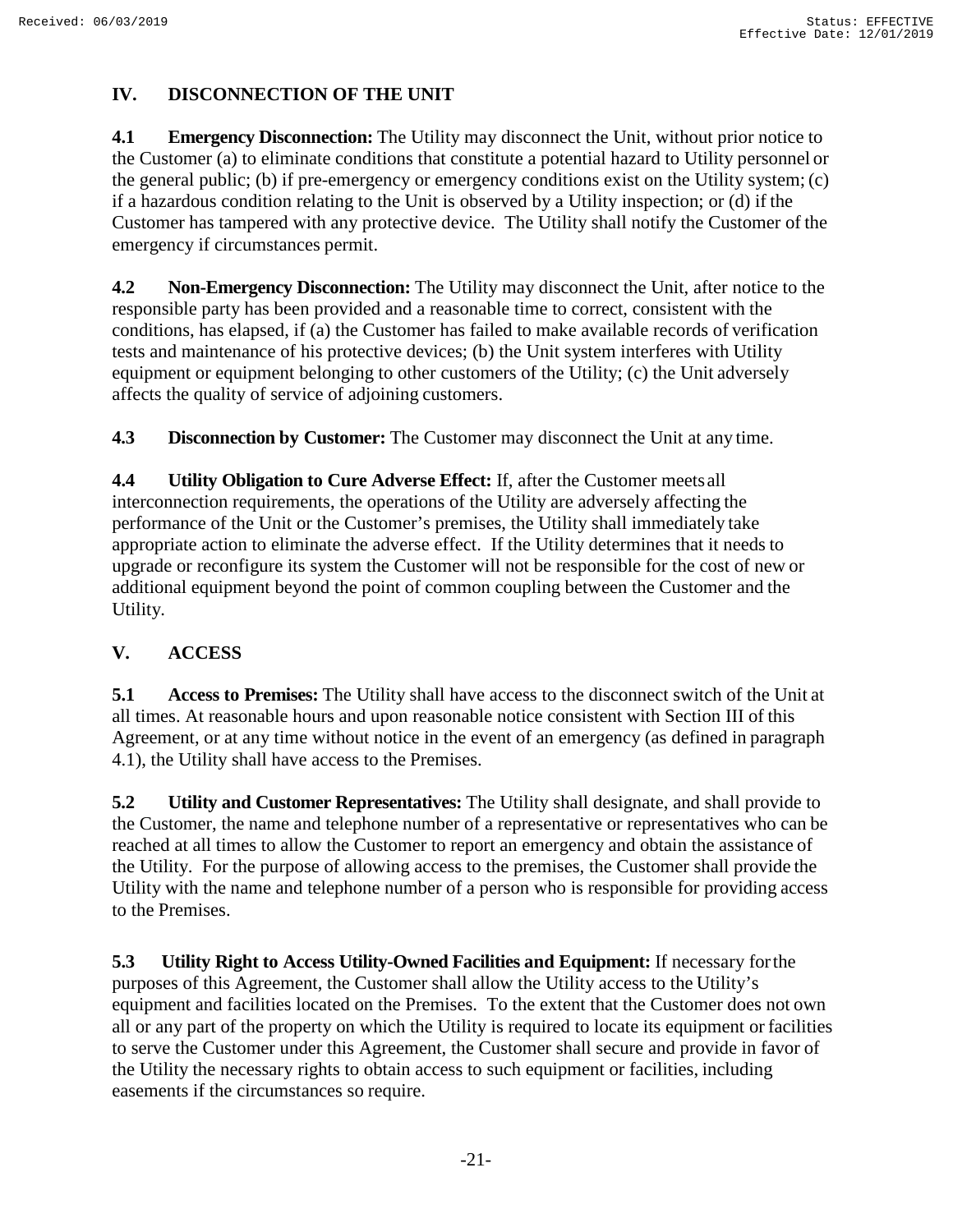## IV. DISCONNECTION OF THE UNIT

**4.1 Emergency Disconnection:** The Utility may disconnect the Unit, without prior notice to the Customer (a) to eliminate conditions that constitute a potential hazard to Utility personnel or the general public; (b) if pre-emergency or emergency conditions exist on the Utility system; (c) if a hazardous condition relating to the Unit is observed by a Utility inspection; or (d) if the Customer has tampered with any protective device. The Utility shall notify the Customer of the emergency if circumstances permit.

**4.2 Non-Emergency Disconnection:** The Utility may disconnect the Unit, after notice to the responsible party has been provided and a reasonable time to correct, consistent with the conditions, has elapsed, if (a) the Customer has failed to make available records of verification tests and maintenance of his protective devices; (b) the Unit system interferes with Utility equipment or equipment belonging to other customers of the Utility; (c) the Unit adversely affects the quality of service of adjoining customers.

**4.3 Disconnection by Customer:** The Customer may disconnect the Unit at any time.

**4.4 Utility Obligation to Cure Adverse Effect:** If, after the Customer meets all interconnection requirements, the operations of the Utility are adversely affecting the performance of the Unit or the Customer's premises, the Utility shall immediately take appropriate action to eliminate the adverse effect. If the Utility determines that it needs to upgrade or reconfigure its system the Customer will not be responsible for the cost of new or additional equipment beyond the point of common coupling between the Customer and the Utility.

## V. ACCESS

**5.1 Access to Premises:** The Utility shall have access to the disconnect switch of the Unit at all times. At reasonable hours and upon reasonable notice consistent with Section III of this Agreement, or at any time without notice in the event of an emergency (as defined in paragraph 4.1), the Utility shall have access to the Premises.

**5.2 Utility and Customer Representatives:** The Utility shall designate, and shall provide to the Customer, the name and telephone number of a representative or representatives who can be reached at all times to allow the Customer to report an emergency and obtain the assistance of the Utility. For the purpose of allowing access to the premises, the Customer shall provide the Utility with the name and telephone number of a person who is responsible for providing access to the Premises.

**5.3 Utility Right to Access Utility-Owned Facilities and Equipment:** If necessary for the purposes of this Agreement, the Customer shall allow the Utility access to the Utility's equipment and facilities located on the Premises. To the extent that the Customer does not own all or any part of the property on which the Utility is required to locate its equipment or facilities to serve the Customer under this Agreement, the Customer shall secure and provide in favor of the Utility the necessary rights to obtain access to such equipment or facilities, including easements if the circumstances so require.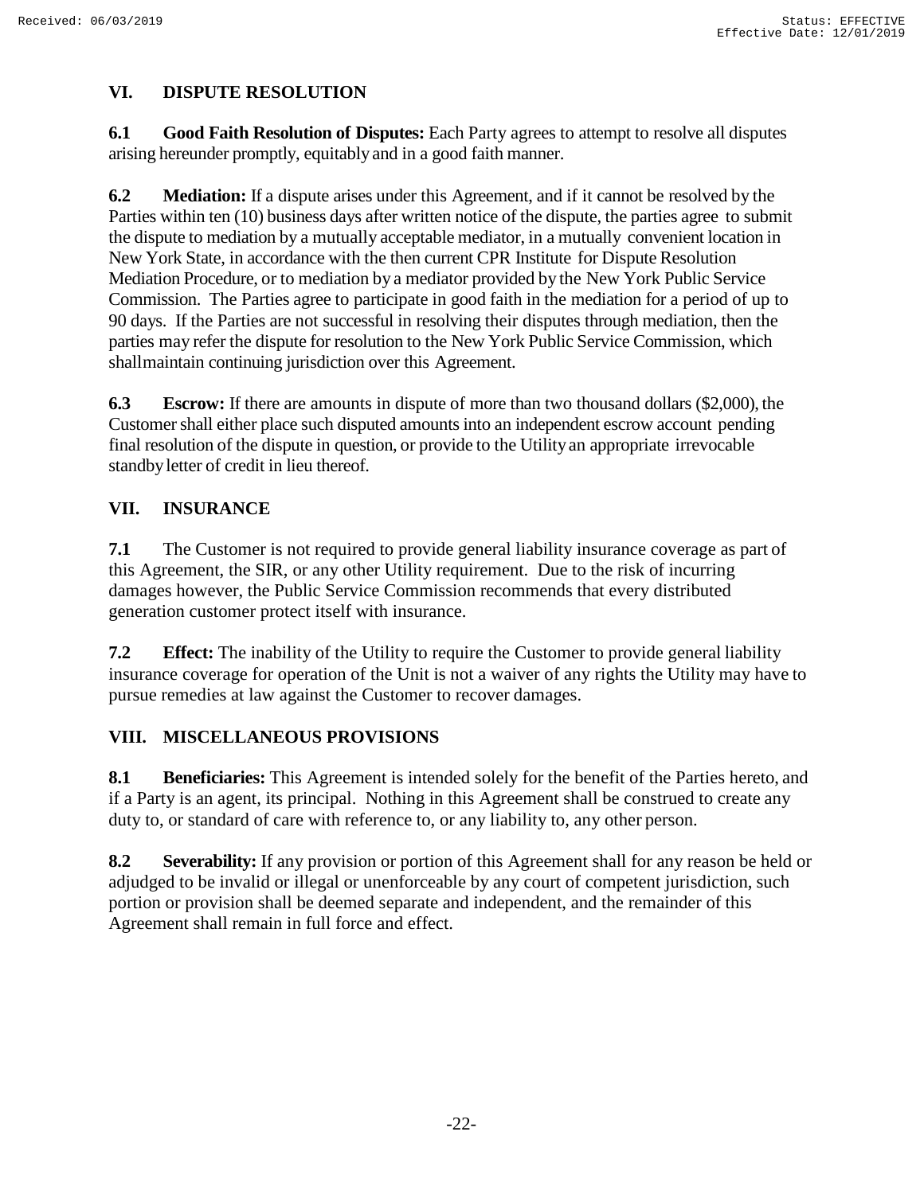## VI. DISPUTE RESOLUTION

**6.1 Good Faith Resolution of Disputes:** Each Party agrees to attempt to resolve all disputes arising hereunder promptly, equitably and in a good faith manner.

**6.2 Mediation:** If a dispute arises under this Agreement, and if it cannot be resolved by the Parties within ten (10) business days after written notice of the dispute, the parties agree to submit the dispute to mediation by a mutually acceptable mediator, in a mutually convenient location in New York State, in accordance with the then current CPR Institute for Dispute Resolution Mediation Procedure, or to mediation by a mediator provided by the New York Public Service Commission. The Parties agree to participate in good faith in the mediation for a period of up to 90 days. If the Parties are not successful in resolving their disputes through mediation, then the parties may refer the dispute for resolution to the New York Public Service Commission, which shall maintain continuing jurisdiction over this Agreement.

**6.3 Escrow:** If there are amounts in dispute of more than two thousand dollars ($2,000), the Customer shall either place such disputed amounts into an independent escrow account pending final resolution of the dispute in question, or provide to the Utility an appropriate irrevocable standby letter of credit in lieu thereof.

## VII. INSURANCE

**7.1** The Customer is not required to provide general liability insurance coverage as part of this Agreement, the SIR, or any other Utility requirement. Due to the risk of incurring damages however, the Public Service Commission recommends that every distributed generation customer protect itself with insurance.

**7.2 Effect:** The inability of the Utility to require the Customer to provide general liability insurance coverage for operation of the Unit is not a waiver of any rights the Utility may have to pursue remedies at law against the Customer to recover damages.

## VIII. MISCELLANEOUS PROVISIONS

**8.1 Beneficiaries:** This Agreement is intended solely for the benefit of the Parties hereto, and if a Party is an agent, its principal. Nothing in this Agreement shall be construed to create any duty to, or standard of care with reference to, or any liability to, any other person.

**8.2 Severability:** If any provision or portion of this Agreement shall for any reason be held or adjudged to be invalid or illegal or unenforceable by any court of competent jurisdiction, such portion or provision shall be deemed separate and independent, and the remainder of this Agreement shall remain in full force and effect.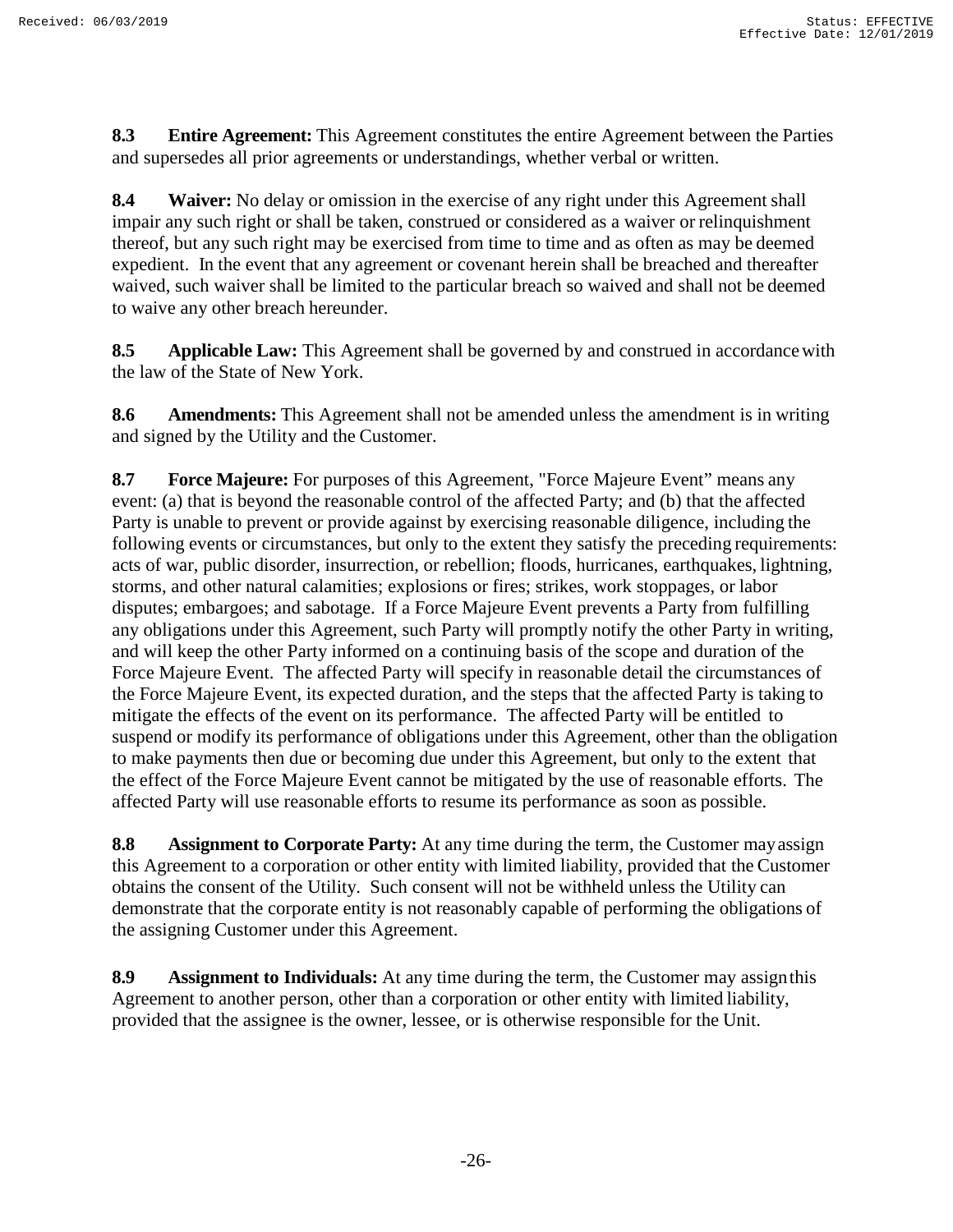**8.3 Entire Agreement:** This Agreement constitutes the entire Agreement between the Parties and supersedes all prior agreements or understandings, whether verbal or written.

**8.4 Waiver:** No delay or omission in the exercise of any right under this Agreement shall impair any such right or shall be taken, construed or considered as a waiver or relinquishment thereof, but any such right may be exercised from time to time and as often as may be deemed expedient. In the event that any agreement or covenant herein shall be breached and thereafter waived, such waiver shall be limited to the particular breach so waived and shall not be deemed to waive any other breach hereunder.

**8.5 Applicable Law:** This Agreement shall be governed by and construed in accordance with the law of the State of New York.

**8.6 Amendments:** This Agreement shall not be amended unless the amendment is in writing and signed by the Utility and the Customer.

**8.7 Force Majeure:** For purposes of this Agreement, "Force Majeure Event" means any event: (a) that is beyond the reasonable control of the affected Party; and (b) that the affected Party is unable to prevent or provide against by exercising reasonable diligence, including the following events or circumstances, but only to the extent they satisfy the preceding requirements: acts of war, public disorder, insurrection, or rebellion; floods, hurricanes, earthquakes, lightning, storms, and other natural calamities; explosions or fires; strikes, work stoppages, or labor disputes; embargoes; and sabotage. If a Force Majeure Event prevents a Party from fulfilling any obligations under this Agreement, such Party will promptly notify the other Party in writing, and will keep the other Party informed on a continuing basis of the scope and duration of the Force Majeure Event. The affected Party will specify in reasonable detail the circumstances of the Force Majeure Event, its expected duration, and the steps that the affected Party is taking to mitigate the effects of the event on its performance. The affected Party will be entitled to suspend or modify its performance of obligations under this Agreement, other than the obligation to make payments then due or becoming due under this Agreement, but only to the extent that the effect of the Force Majeure Event cannot be mitigated by the use of reasonable efforts. The affected Party will use reasonable efforts to resume its performance as soon as possible.

**8.8 Assignment to Corporate Party:** At any time during the term, the Customer may assign this Agreement to a corporation or other entity with limited liability, provided that the Customer obtains the consent of the Utility. Such consent will not be withheld unless the Utility can demonstrate that the corporate entity is not reasonably capable of performing the obligations of the assigning Customer under this Agreement.

**8.9 Assignment to Individuals:** At any time during the term, the Customer may assign this Agreement to another person, other than a corporation or other entity with limited liability, provided that the assignee is the owner, lessee, or is otherwise responsible for the Unit.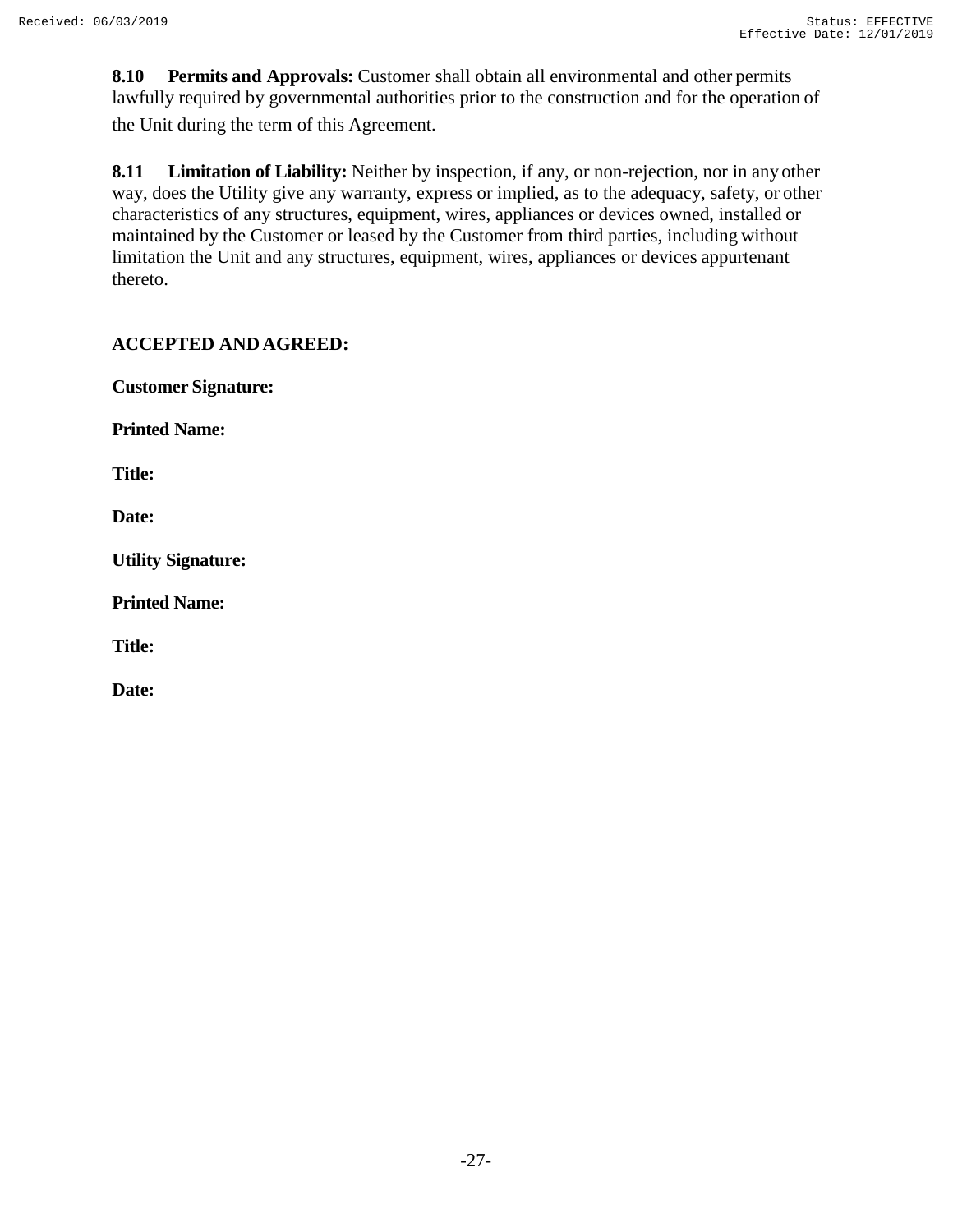**8.10 Permits and Approvals:** Customer shall obtain all environmental and other permits lawfully required by governmental authorities prior to the construction and for the operation of the Unit during the term of this Agreement.

**8.11 Limitation of Liability:** Neither by inspection, if any, or non-rejection, nor in any other way, does the Utility give any warranty, express or implied, as to the adequacy, safety, or other characteristics of any structures, equipment, wires, appliances or devices owned, installed or maintained by the Customer or leased by the Customer from third parties, including without limitation the Unit and any structures, equipment, wires, appliances or devices appurtenant thereto.

**ACCEPTED AND AGREED:**

**Customer Signature:**

**Printed Name:**

**Title:**

**Date:**

**Utility Signature:**

**Printed Name:**

**Title:**

**Date:**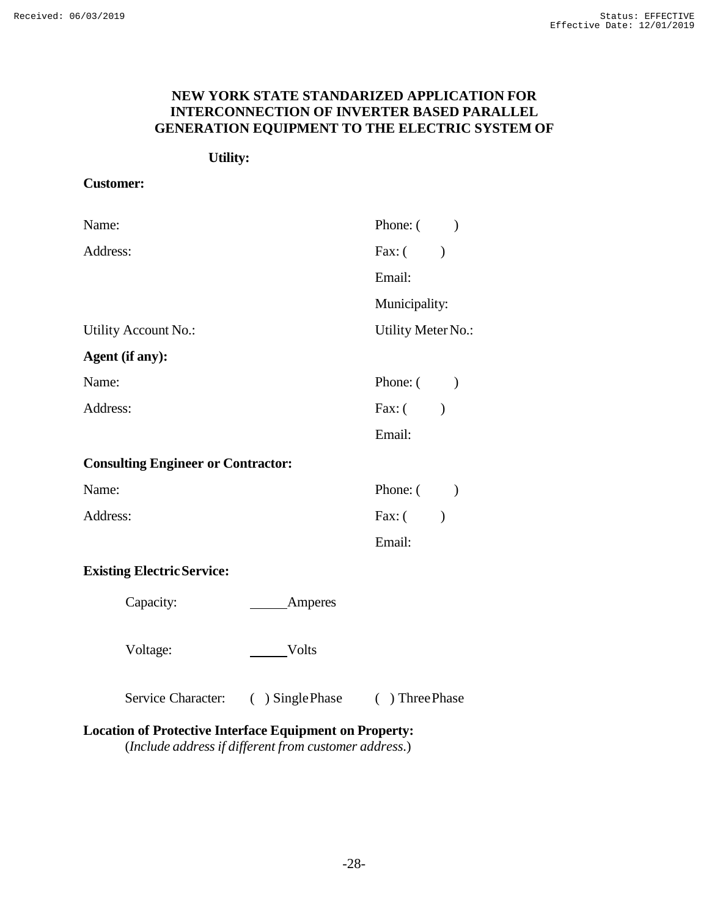**NEW YORK STATE STANDARIZED APPLICATION FOR INTERCONNECTION OF INVERTER BASED PARALLEL GENERATION EQUIPMENT TO THE ELECTRIC SYSTEM OF**

**Utility:**

**Customer:**

Name: Phone: ( )

Address: Fax: ( )

Email:

Municipality:

Utility Account No.: Utility Meter No.:

**Agent (if any):**

Name: Phone: ( )

Address: Fax: ( )

Email:

**Consulting Engineer or Contractor:**

Name: Phone: ( )

Address: Fax: ( )

Email:

**Existing Electric Service:**

Capacity: _____Amperes

Voltage: _____Volts

Service Character: ( ) Single Phase ( ) Three Phase

**Location of Protective Interface Equipment on Property:**
(*Include address if different from customer address.*)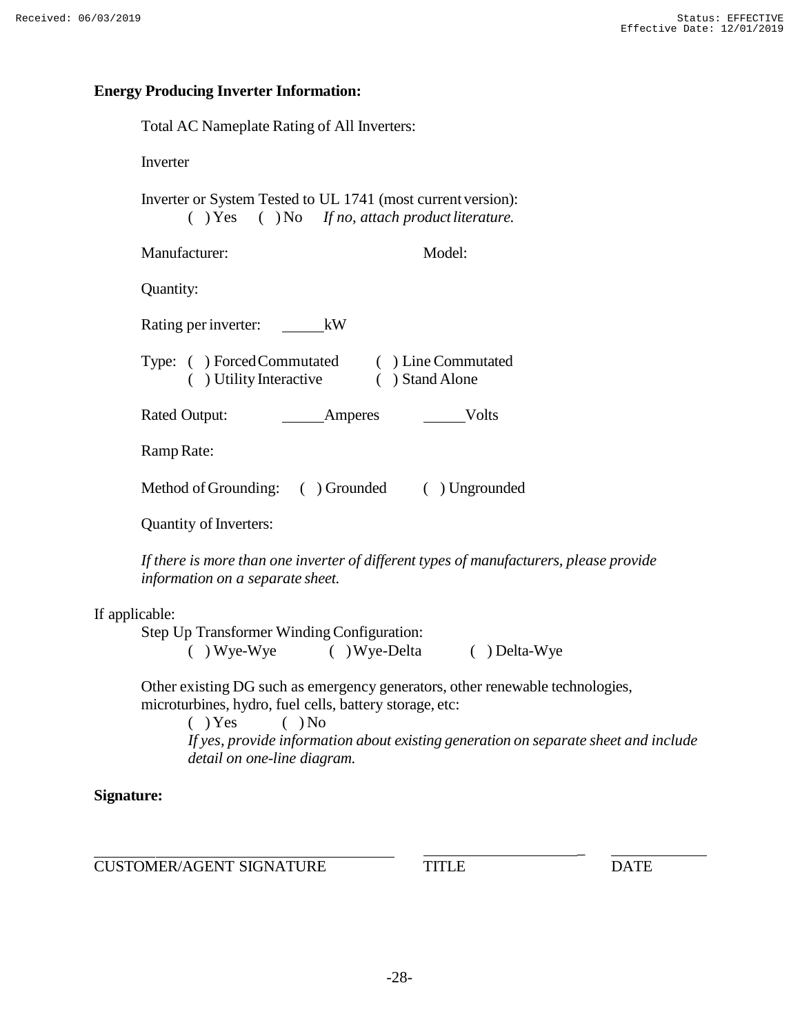**Energy Producing Inverter Information:**

Total AC Nameplate Rating of All Inverters:

Inverter

Inverter or System Tested to UL 1741 (most current version):
( ) Yes ( ) No *If no, attach product literature.*

Manufacturer: Model:

Quantity:

Rating per inverter: ______kW

Type: ( ) Forced Commutated ( ) Line Commutated
( ) Utility Interactive ( ) Stand Alone

Rated Output: ______Amperes ______Volts

Ramp Rate:

Method of Grounding: ( ) Grounded ( ) Ungrounded

Quantity of Inverters:

*If there is more than one inverter of different types of manufacturers, please provide information on a separate sheet.*

If applicable:

Step Up Transformer Winding Configuration:
( ) Wye-Wye ( ) Wye-Delta ( ) Delta-Wye

Other existing DG such as emergency generators, other renewable technologies, microturbines, hydro, fuel cells, battery storage, etc:
( ) Yes ( ) No
*If yes, provide information about existing generation on separate sheet and include detail on one-line diagram.*

**Signature:**

______________________________ ______________________ ______________
CUSTOMER/AGENT SIGNATURE TITLE DATE